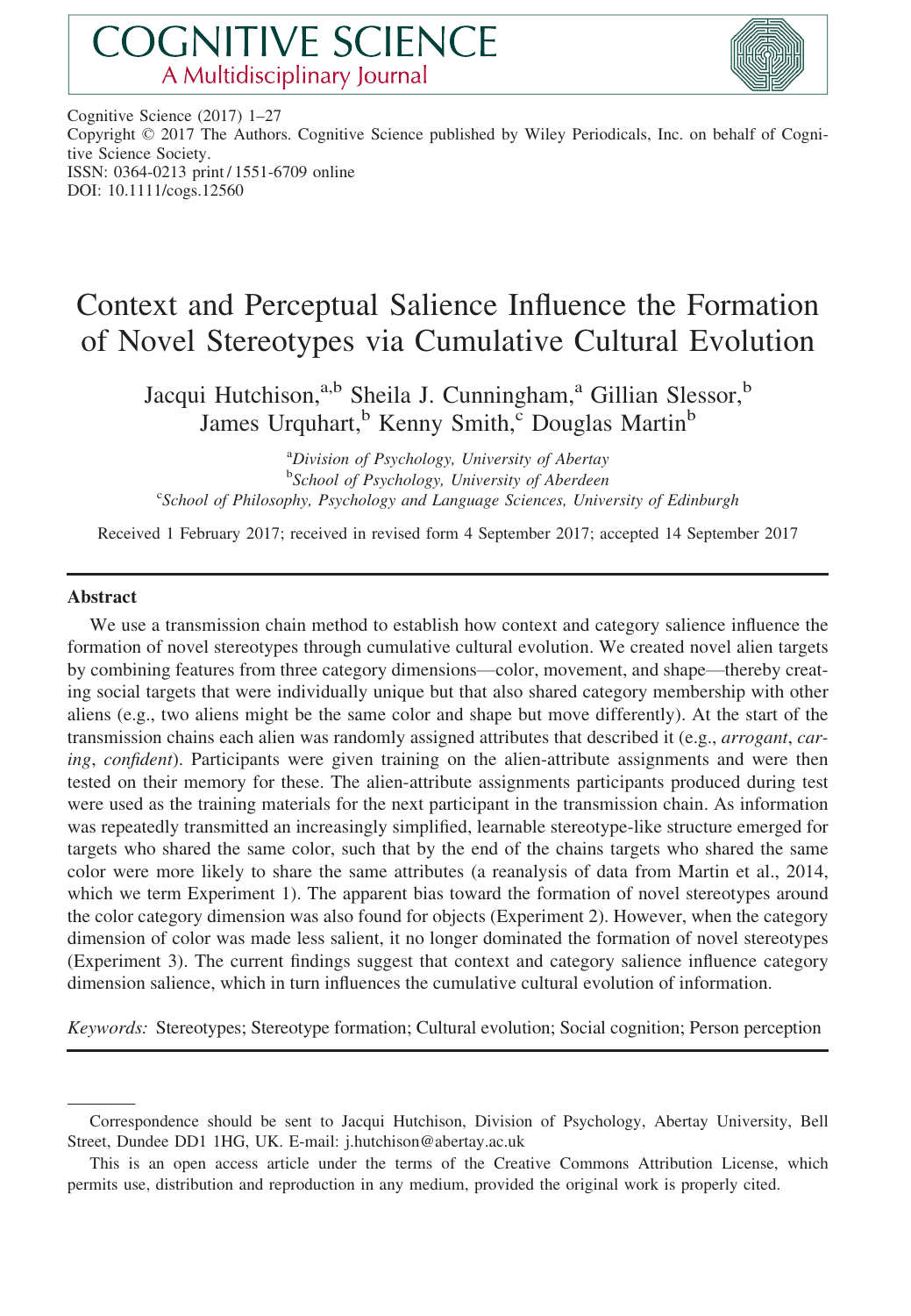COGNITIVE SCIENCE
A Multidisciplinary Journal

Cognitive Science (2017) 1–27
Copyright © 2017 The Authors. Cognitive Science published by Wiley Periodicals, Inc. on behalf of Cognitive Science Society.
ISSN: 0364-0213 print / 1551-6709 online
DOI: 10.1111/cogs.12560

# Context and Perceptual Salience Influence the Formation of Novel Stereotypes via Cumulative Cultural Evolution

Jacqui Hutchison,[a,b] Sheila J. Cunningham,[a] Gillian Slessor,[b] James Urquhart,[b] Kenny Smith,[c] Douglas Martin[b]

[a]*Division of Psychology, University of Abertay*
[b]*School of Psychology, University of Aberdeen*
[c]*School of Philosophy, Psychology and Language Sciences, University of Edinburgh*

Received 1 February 2017; received in revised form 4 September 2017; accepted 14 September 2017

## Abstract

We use a transmission chain method to establish how context and category salience influence the formation of novel stereotypes through cumulative cultural evolution. We created novel alien targets by combining features from three category dimensions—color, movement, and shape—thereby creating social targets that were individually unique but that also shared category membership with other aliens (e.g., two aliens might be the same color and shape but move differently). At the start of the transmission chains each alien was randomly assigned attributes that described it (e.g., *arrogant*, *caring*, *confident*). Participants were given training on the alien-attribute assignments and were then tested on their memory for these. The alien-attribute assignments participants produced during test were used as the training materials for the next participant in the transmission chain. As information was repeatedly transmitted an increasingly simplified, learnable stereotype-like structure emerged for targets who shared the same color, such that by the end of the chains targets who shared the same color were more likely to share the same attributes (a reanalysis of data from Martin et al., 2014, which we term Experiment 1). The apparent bias toward the formation of novel stereotypes around the color category dimension was also found for objects (Experiment 2). However, when the category dimension of color was made less salient, it no longer dominated the formation of novel stereotypes (Experiment 3). The current findings suggest that context and category salience influence category dimension salience, which in turn influences the cumulative cultural evolution of information.

*Keywords:* Stereotypes; Stereotype formation; Cultural evolution; Social cognition; Person perception

---

Correspondence should be sent to Jacqui Hutchison, Division of Psychology, Abertay University, Bell Street, Dundee DD1 1HG, UK. E-mail: j.hutchison@abertay.ac.uk

This is an open access article under the terms of the Creative Commons Attribution License, which permits use, distribution and reproduction in any medium, provided the original work is properly cited.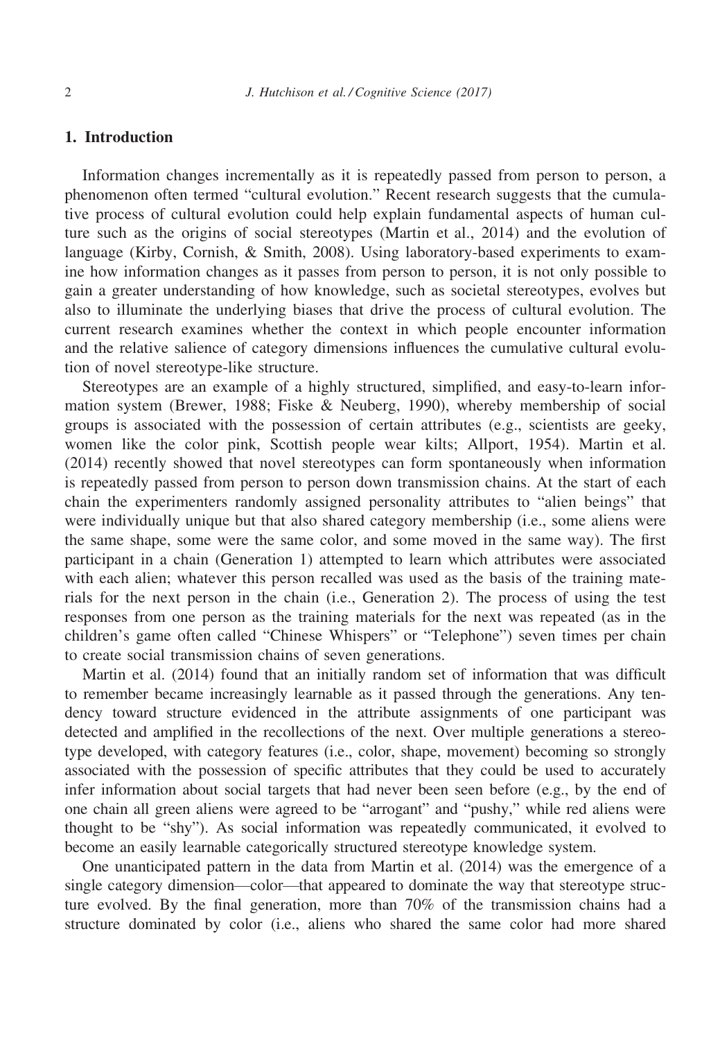## 1. Introduction

Information changes incrementally as it is repeatedly passed from person to person, a phenomenon often termed "cultural evolution." Recent research suggests that the cumulative process of cultural evolution could help explain fundamental aspects of human culture such as the origins of social stereotypes (Martin et al., 2014) and the evolution of language (Kirby, Cornish, & Smith, 2008). Using laboratory-based experiments to examine how information changes as it passes from person to person, it is not only possible to gain a greater understanding of how knowledge, such as societal stereotypes, evolves but also to illuminate the underlying biases that drive the process of cultural evolution. The current research examines whether the context in which people encounter information and the relative salience of category dimensions influences the cumulative cultural evolution of novel stereotype-like structure.

Stereotypes are an example of a highly structured, simplified, and easy-to-learn information system (Brewer, 1988; Fiske & Neuberg, 1990), whereby membership of social groups is associated with the possession of certain attributes (e.g., scientists are geeky, women like the color pink, Scottish people wear kilts; Allport, 1954). Martin et al. (2014) recently showed that novel stereotypes can form spontaneously when information is repeatedly passed from person to person down transmission chains. At the start of each chain the experimenters randomly assigned personality attributes to "alien beings" that were individually unique but that also shared category membership (i.e., some aliens were the same shape, some were the same color, and some moved in the same way). The first participant in a chain (Generation 1) attempted to learn which attributes were associated with each alien; whatever this person recalled was used as the basis of the training materials for the next person in the chain (i.e., Generation 2). The process of using the test responses from one person as the training materials for the next was repeated (as in the children's game often called "Chinese Whispers" or "Telephone") seven times per chain to create social transmission chains of seven generations.

Martin et al. (2014) found that an initially random set of information that was difficult to remember became increasingly learnable as it passed through the generations. Any tendency toward structure evidenced in the attribute assignments of one participant was detected and amplified in the recollections of the next. Over multiple generations a stereotype developed, with category features (i.e., color, shape, movement) becoming so strongly associated with the possession of specific attributes that they could be used to accurately infer information about social targets that had never been seen before (e.g., by the end of one chain all green aliens were agreed to be "arrogant" and "pushy," while red aliens were thought to be "shy"). As social information was repeatedly communicated, it evolved to become an easily learnable categorically structured stereotype knowledge system.

One unanticipated pattern in the data from Martin et al. (2014) was the emergence of a single category dimension—color—that appeared to dominate the way that stereotype structure evolved. By the final generation, more than 70% of the transmission chains had a structure dominated by color (i.e., aliens who shared the same color had more shared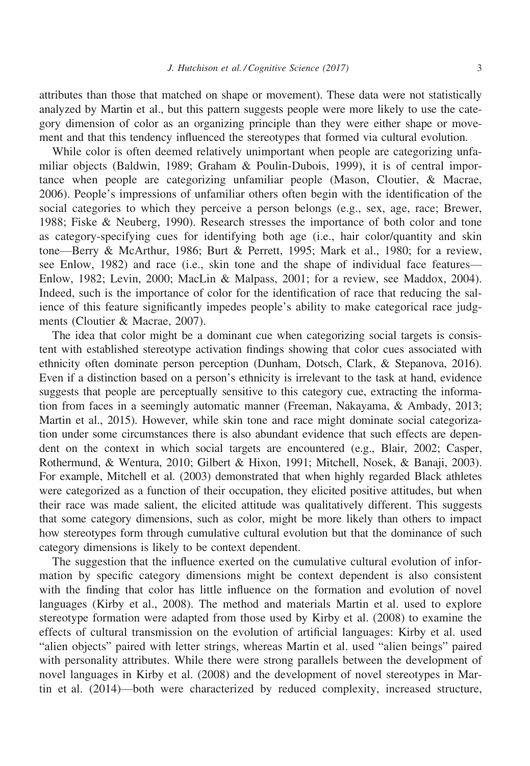attributes than those that matched on shape or movement). These data were not statistically analyzed by Martin et al., but this pattern suggests people were more likely to use the category dimension of color as an organizing principle than they were either shape or movement and that this tendency influenced the stereotypes that formed via cultural evolution.

While color is often deemed relatively unimportant when people are categorizing unfamiliar objects (Baldwin, 1989; Graham & Poulin-Dubois, 1999), it is of central importance when people are categorizing unfamiliar people (Mason, Cloutier, & Macrae, 2006). People's impressions of unfamiliar others often begin with the identification of the social categories to which they perceive a person belongs (e.g., sex, age, race; Brewer, 1988; Fiske & Neuberg, 1990). Research stresses the importance of both color and tone as category-specifying cues for identifying both age (i.e., hair color/quantity and skin tone—Berry & McArthur, 1986; Burt & Perrett, 1995; Mark et al., 1980; for a review, see Enlow, 1982) and race (i.e., skin tone and the shape of individual face features—Enlow, 1982; Levin, 2000; MacLin & Malpass, 2001; for a review, see Maddox, 2004). Indeed, such is the importance of color for the identification of race that reducing the salience of this feature significantly impedes people's ability to make categorical race judgments (Cloutier & Macrae, 2007).

The idea that color might be a dominant cue when categorizing social targets is consistent with established stereotype activation findings showing that color cues associated with ethnicity often dominate person perception (Dunham, Dotsch, Clark, & Stepanova, 2016). Even if a distinction based on a person's ethnicity is irrelevant to the task at hand, evidence suggests that people are perceptually sensitive to this category cue, extracting the information from faces in a seemingly automatic manner (Freeman, Nakayama, & Ambady, 2013; Martin et al., 2015). However, while skin tone and race might dominate social categorization under some circumstances there is also abundant evidence that such effects are dependent on the context in which social targets are encountered (e.g., Blair, 2002; Casper, Rothermund, & Wentura, 2010; Gilbert & Hixon, 1991; Mitchell, Nosek, & Banaji, 2003). For example, Mitchell et al. (2003) demonstrated that when highly regarded Black athletes were categorized as a function of their occupation, they elicited positive attitudes, but when their race was made salient, the elicited attitude was qualitatively different. This suggests that some category dimensions, such as color, might be more likely than others to impact how stereotypes form through cumulative cultural evolution but that the dominance of such category dimensions is likely to be context dependent.

The suggestion that the influence exerted on the cumulative cultural evolution of information by specific category dimensions might be context dependent is also consistent with the finding that color has little influence on the formation and evolution of novel languages (Kirby et al., 2008). The method and materials Martin et al. used to explore stereotype formation were adapted from those used by Kirby et al. (2008) to examine the effects of cultural transmission on the evolution of artificial languages: Kirby et al. used "alien objects" paired with letter strings, whereas Martin et al. used "alien beings" paired with personality attributes. While there were strong parallels between the development of novel languages in Kirby et al. (2008) and the development of novel stereotypes in Martin et al. (2014)—both were characterized by reduced complexity, increased structure,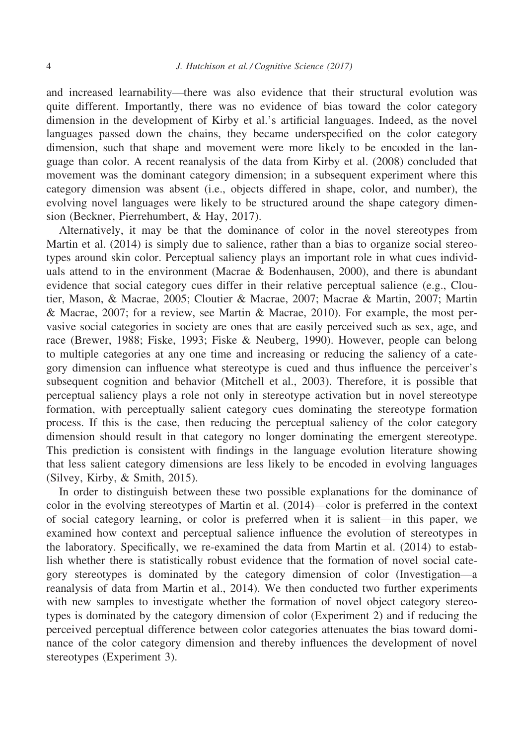and increased learnability—there was also evidence that their structural evolution was quite different. Importantly, there was no evidence of bias toward the color category dimension in the development of Kirby et al.'s artificial languages. Indeed, as the novel languages passed down the chains, they became underspecified on the color category dimension, such that shape and movement were more likely to be encoded in the language than color. A recent reanalysis of the data from Kirby et al. (2008) concluded that movement was the dominant category dimension; in a subsequent experiment where this category dimension was absent (i.e., objects differed in shape, color, and number), the evolving novel languages were likely to be structured around the shape category dimension (Beckner, Pierrehumbert, & Hay, 2017).

Alternatively, it may be that the dominance of color in the novel stereotypes from Martin et al. (2014) is simply due to salience, rather than a bias to organize social stereotypes around skin color. Perceptual saliency plays an important role in what cues individuals attend to in the environment (Macrae & Bodenhausen, 2000), and there is abundant evidence that social category cues differ in their relative perceptual salience (e.g., Cloutier, Mason, & Macrae, 2005; Cloutier & Macrae, 2007; Macrae & Martin, 2007; Martin & Macrae, 2007; for a review, see Martin & Macrae, 2010). For example, the most pervasive social categories in society are ones that are easily perceived such as sex, age, and race (Brewer, 1988; Fiske, 1993; Fiske & Neuberg, 1990). However, people can belong to multiple categories at any one time and increasing or reducing the saliency of a category dimension can influence what stereotype is cued and thus influence the perceiver's subsequent cognition and behavior (Mitchell et al., 2003). Therefore, it is possible that perceptual saliency plays a role not only in stereotype activation but in novel stereotype formation, with perceptually salient category cues dominating the stereotype formation process. If this is the case, then reducing the perceptual saliency of the color category dimension should result in that category no longer dominating the emergent stereotype. This prediction is consistent with findings in the language evolution literature showing that less salient category dimensions are less likely to be encoded in evolving languages (Silvey, Kirby, & Smith, 2015).

In order to distinguish between these two possible explanations for the dominance of color in the evolving stereotypes of Martin et al. (2014)—color is preferred in the context of social category learning, or color is preferred when it is salient—in this paper, we examined how context and perceptual salience influence the evolution of stereotypes in the laboratory. Specifically, we re-examined the data from Martin et al. (2014) to establish whether there is statistically robust evidence that the formation of novel social category stereotypes is dominated by the category dimension of color (Investigation—a reanalysis of data from Martin et al., 2014). We then conducted two further experiments with new samples to investigate whether the formation of novel object category stereotypes is dominated by the category dimension of color (Experiment 2) and if reducing the perceived perceptual difference between color categories attenuates the bias toward dominance of the color category dimension and thereby influences the development of novel stereotypes (Experiment 3).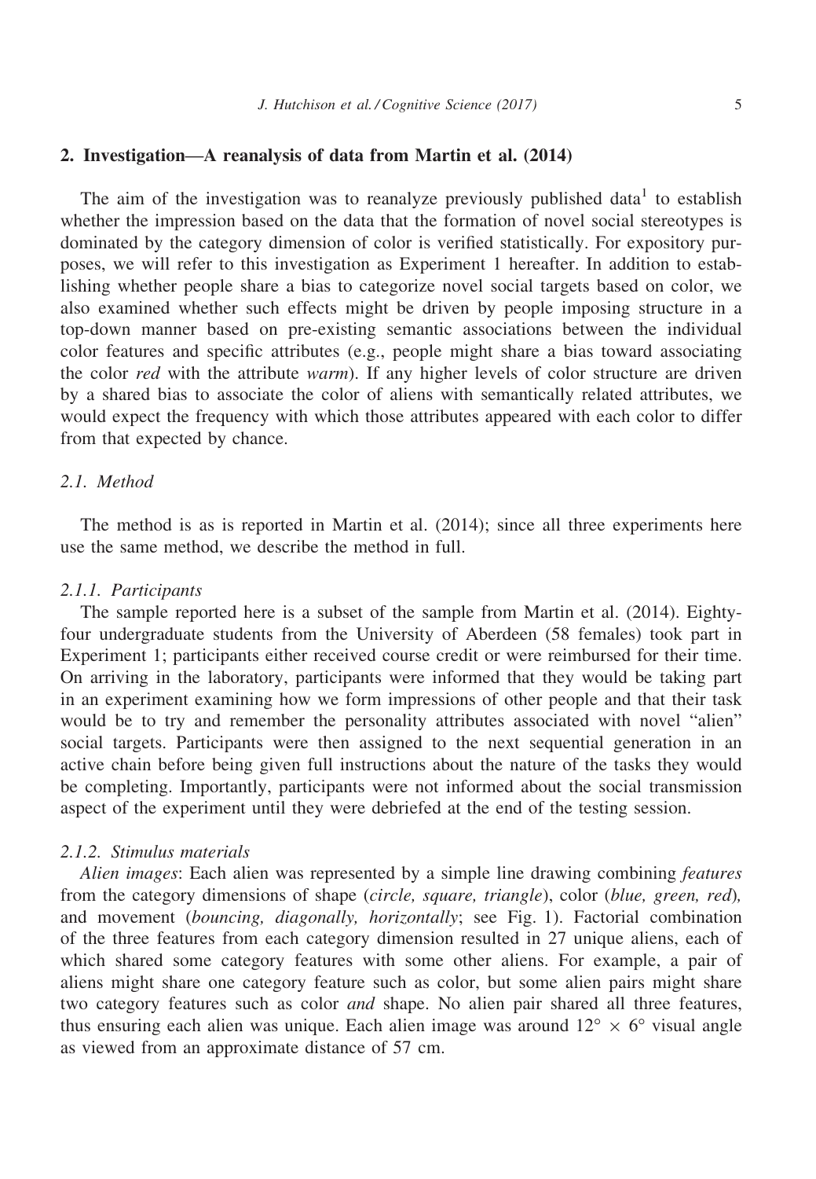## 2. Investigation—A reanalysis of data from Martin et al. (2014)

The aim of the investigation was to reanalyze previously published data[1] to establish whether the impression based on the data that the formation of novel social stereotypes is dominated by the category dimension of color is verified statistically. For expository purposes, we will refer to this investigation as Experiment 1 hereafter. In addition to establishing whether people share a bias to categorize novel social targets based on color, we also examined whether such effects might be driven by people imposing structure in a top-down manner based on pre-existing semantic associations between the individual color features and specific attributes (e.g., people might share a bias toward associating the color *red* with the attribute *warm*). If any higher levels of color structure are driven by a shared bias to associate the color of aliens with semantically related attributes, we would expect the frequency with which those attributes appeared with each color to differ from that expected by chance.

### 2.1. Method

The method is as is reported in Martin et al. (2014); since all three experiments here use the same method, we describe the method in full.

#### 2.1.1. Participants

The sample reported here is a subset of the sample from Martin et al. (2014). Eighty-four undergraduate students from the University of Aberdeen (58 females) took part in Experiment 1; participants either received course credit or were reimbursed for their time. On arriving in the laboratory, participants were informed that they would be taking part in an experiment examining how we form impressions of other people and that their task would be to try and remember the personality attributes associated with novel "alien" social targets. Participants were then assigned to the next sequential generation in an active chain before being given full instructions about the nature of the tasks they would be completing. Importantly, participants were not informed about the social transmission aspect of the experiment until they were debriefed at the end of the testing session.

#### 2.1.2. Stimulus materials

*Alien images*: Each alien was represented by a simple line drawing combining *features* from the category dimensions of shape (*circle, square, triangle*), color (*blue, green, red*), and movement (*bouncing, diagonally, horizontally*; see Fig. 1). Factorial combination of the three features from each category dimension resulted in 27 unique aliens, each of which shared some category features with some other aliens. For example, a pair of aliens might share one category feature such as color, but some alien pairs might share two category features such as color *and* shape. No alien pair shared all three features, thus ensuring each alien was unique. Each alien image was around $12^\circ \times 6^\circ$ visual angle as viewed from an approximate distance of 57 cm.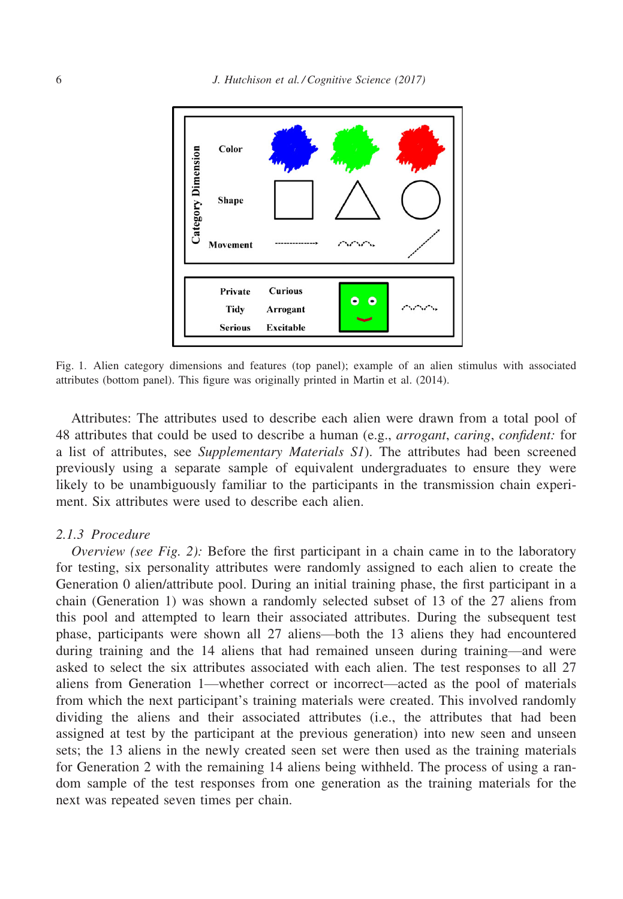Fig. 1. Alien category dimensions and features (top panel); example of an alien stimulus with associated attributes (bottom panel). This figure was originally printed in Martin et al. (2014).

Attributes: The attributes used to describe each alien were drawn from a total pool of 48 attributes that could be used to describe a human (e.g., *arrogant*, *caring*, *confident:* for a list of attributes, see *Supplementary Materials S1*). The attributes had been screened previously using a separate sample of equivalent undergraduates to ensure they were likely to be unambiguously familiar to the participants in the transmission chain experiment. Six attributes were used to describe each alien.

### 2.1.3 Procedure

*Overview (see Fig. 2):* Before the first participant in a chain came in to the laboratory for testing, six personality attributes were randomly assigned to each alien to create the Generation 0 alien/attribute pool. During an initial training phase, the first participant in a chain (Generation 1) was shown a randomly selected subset of 13 of the 27 aliens from this pool and attempted to learn their associated attributes. During the subsequent test phase, participants were shown all 27 aliens—both the 13 aliens they had encountered during training and the 14 aliens that had remained unseen during training—and were asked to select the six attributes associated with each alien. The test responses to all 27 aliens from Generation 1—whether correct or incorrect—acted as the pool of materials from which the next participant's training materials were created. This involved randomly dividing the aliens and their associated attributes (i.e., the attributes that had been assigned at test by the participant at the previous generation) into new seen and unseen sets; the 13 aliens in the newly created seen set were then used as the training materials for Generation 2 with the remaining 14 aliens being withheld. The process of using a random sample of the test responses from one generation as the training materials for the next was repeated seven times per chain.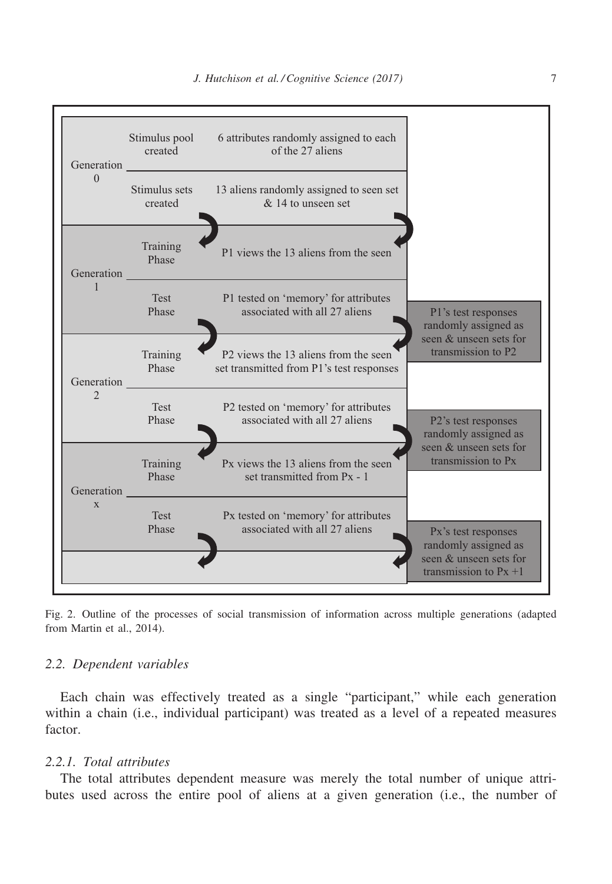| | | | |
|---|---|---|---|
| Generation 0 | Stimulus pool created | 6 attributes randomly assigned to each of the 27 aliens | |
| | Stimulus sets created | 13 aliens randomly assigned to seen set & 14 to unseen set | |
| Generation 1 | Training Phase | P1 views the 13 aliens from the seen | |
| | Test Phase | P1 tested on 'memory' for attributes associated with all 27 aliens | P1's test responses randomly assigned as seen & unseen sets for transmission to P2 |
| Generation 2 | Training Phase | P2 views the 13 aliens from the seen set transmitted from P1's test responses | |
| | Test Phase | P2 tested on 'memory' for attributes associated with all 27 aliens | P2's test responses randomly assigned as seen & unseen sets for transmission to Px |
| Generation x | Training Phase | Px views the 13 aliens from the seen set transmitted from Px - 1 | |
| | Test Phase | Px tested on 'memory' for attributes associated with all 27 aliens | Px's test responses randomly assigned as seen & unseen sets for transmission to Px +1 |

Fig. 2. Outline of the processes of social transmission of information across multiple generations (adapted from Martin et al., 2014).

### 2.2. Dependent variables

Each chain was effectively treated as a single "participant," while each generation within a chain (i.e., individual participant) was treated as a level of a repeated measures factor.

#### 2.2.1. Total attributes

The total attributes dependent measure was merely the total number of unique attributes used across the entire pool of aliens at a given generation (i.e., the number of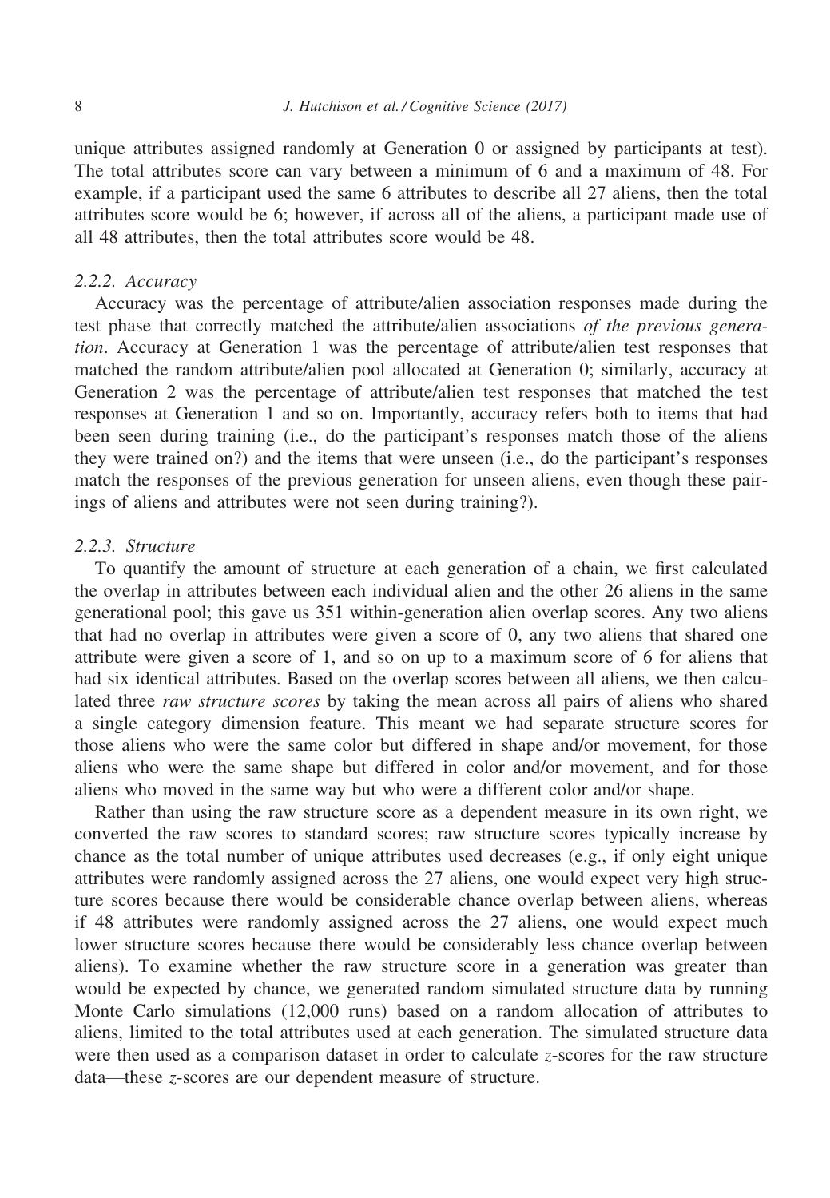unique attributes assigned randomly at Generation 0 or assigned by participants at test). The total attributes score can vary between a minimum of 6 and a maximum of 48. For example, if a participant used the same 6 attributes to describe all 27 aliens, then the total attributes score would be 6; however, if across all of the aliens, a participant made use of all 48 attributes, then the total attributes score would be 48.

#### 2.2.2. Accuracy

Accuracy was the percentage of attribute/alien association responses made during the test phase that correctly matched the attribute/alien associations *of the previous generation*. Accuracy at Generation 1 was the percentage of attribute/alien test responses that matched the random attribute/alien pool allocated at Generation 0; similarly, accuracy at Generation 2 was the percentage of attribute/alien test responses that matched the test responses at Generation 1 and so on. Importantly, accuracy refers both to items that had been seen during training (i.e., do the participant's responses match those of the aliens they were trained on?) and the items that were unseen (i.e., do the participant's responses match the responses of the previous generation for unseen aliens, even though these pairings of aliens and attributes were not seen during training?).

#### 2.2.3. Structure

To quantify the amount of structure at each generation of a chain, we first calculated the overlap in attributes between each individual alien and the other 26 aliens in the same generational pool; this gave us 351 within-generation alien overlap scores. Any two aliens that had no overlap in attributes were given a score of 0, any two aliens that shared one attribute were given a score of 1, and so on up to a maximum score of 6 for aliens that had six identical attributes. Based on the overlap scores between all aliens, we then calculated three *raw structure scores* by taking the mean across all pairs of aliens who shared a single category dimension feature. This meant we had separate structure scores for those aliens who were the same color but differed in shape and/or movement, for those aliens who were the same shape but differed in color and/or movement, and for those aliens who moved in the same way but who were a different color and/or shape.

Rather than using the raw structure score as a dependent measure in its own right, we converted the raw scores to standard scores; raw structure scores typically increase by chance as the total number of unique attributes used decreases (e.g., if only eight unique attributes were randomly assigned across the 27 aliens, one would expect very high structure scores because there would be considerable chance overlap between aliens, whereas if 48 attributes were randomly assigned across the 27 aliens, one would expect much lower structure scores because there would be considerably less chance overlap between aliens). To examine whether the raw structure score in a generation was greater than would be expected by chance, we generated random simulated structure data by running Monte Carlo simulations (12,000 runs) based on a random allocation of attributes to aliens, limited to the total attributes used at each generation. The simulated structure data were then used as a comparison dataset in order to calculate $z$-scores for the raw structure data—these $z$-scores are our dependent measure of structure.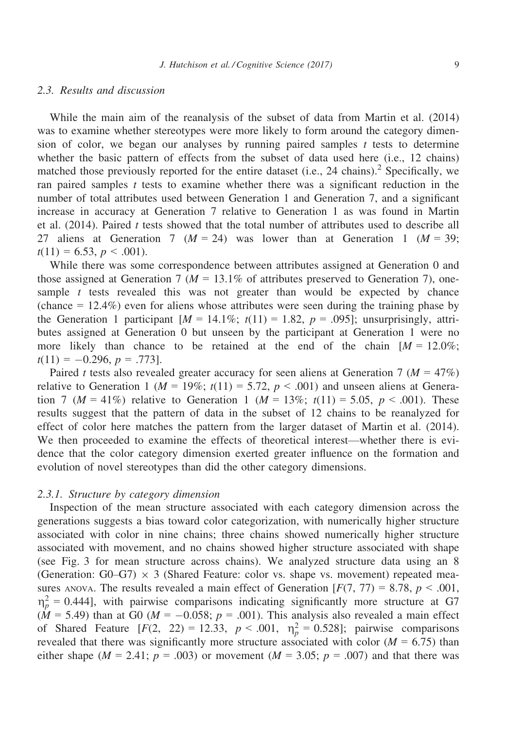### 2.3. Results and discussion

While the main aim of the reanalysis of the subset of data from Martin et al. (2014) was to examine whether stereotypes were more likely to form around the category dimension of color, we began our analyses by running paired samples $t$ tests to determine whether the basic pattern of effects from the subset of data used here (i.e., 12 chains) matched those previously reported for the entire dataset (i.e., 24 chains).[2] Specifically, we ran paired samples $t$ tests to examine whether there was a significant reduction in the number of total attributes used between Generation 1 and Generation 7, and a significant increase in accuracy at Generation 7 relative to Generation 1 as was found in Martin et al. (2014). Paired $t$ tests showed that the total number of attributes used to describe all 27 aliens at Generation 7 ($M = 24$) was lower than at Generation 1 ($M = 39$; $t(11) = 6.53$, $p < .001$).

While there was some correspondence between attributes assigned at Generation 0 and those assigned at Generation 7 ($M = 13.1\%$ of attributes preserved to Generation 7), one-sample $t$ tests revealed this was not greater than would be expected by chance (chance = 12.4%) even for aliens whose attributes were seen during the training phase by the Generation 1 participant [$M = 14.1\%$; $t(11) = 1.82$, $p = .095$]; unsurprisingly, attributes assigned at Generation 0 but unseen by the participant at Generation 1 were no more likely than chance to be retained at the end of the chain [$M = 12.0\%$; $t(11) = -0.296$, $p = .773$].

Paired $t$ tests also revealed greater accuracy for seen aliens at Generation 7 ($M = 47\%$) relative to Generation 1 ($M = 19\%$; $t(11) = 5.72$, $p < .001$) and unseen aliens at Generation 7 ($M = 41\%$) relative to Generation 1 ($M = 13\%$; $t(11) = 5.05$, $p < .001$). These results suggest that the pattern of data in the subset of 12 chains to be reanalyzed for effect of color here matches the pattern from the larger dataset of Martin et al. (2014). We then proceeded to examine the effects of theoretical interest—whether there is evidence that the color category dimension exerted greater influence on the formation and evolution of novel stereotypes than did the other category dimensions.

#### 2.3.1. Structure by category dimension

Inspection of the mean structure associated with each category dimension across the generations suggests a bias toward color categorization, with numerically higher structure associated with color in nine chains; three chains showed numerically higher structure associated with movement, and no chains showed higher structure associated with shape (see Fig. 3 for mean structure across chains). We analyzed structure data using an 8 (Generation: G0–G7) × 3 (Shared Feature: color vs. shape vs. movement) repeated measures ANOVA. The results revealed a main effect of Generation [$F(7, 77) = 8.78$, $p < .001$, $\eta_p^2 = 0.444$], with pairwise comparisons indicating significantly more structure at G7 ($M = 5.49$) than at G0 ($M = -0.058$; $p = .001$). This analysis also revealed a main effect of Shared Feature [$F(2, 22) = 12.33$, $p < .001$, $\eta_p^2 = 0.528$]; pairwise comparisons revealed that there was significantly more structure associated with color ($M = 6.75$) than either shape ($M = 2.41$; $p = .003$) or movement ($M = 3.05$; $p = .007$) and that there was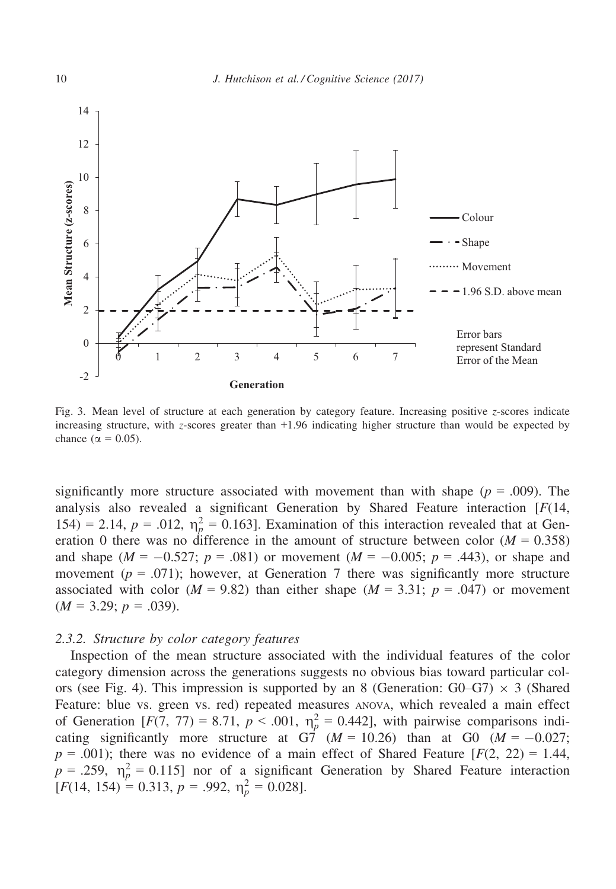Fig. 3. Mean level of structure at each generation by category feature. Increasing positive $z$-scores indicate increasing structure, with $z$-scores greater than +1.96 indicating higher structure than would be expected by chance ($\alpha = 0.05$).

significantly more structure associated with movement than with shape ($p = .009$). The analysis also revealed a significant Generation by Shared Feature interaction [$F(14, 154) = 2.14$, $p = .012$, $\eta_p^2 = 0.163$]. Examination of this interaction revealed that at Generation 0 there was no difference in the amount of structure between color ($M = 0.358$) and shape ($M = -0.527$; $p = .081$) or movement ($M = -0.005$; $p = .443$), or shape and movement ($p = .071$); however, at Generation 7 there was significantly more structure associated with color ($M = 9.82$) than either shape ($M = 3.31$; $p = .047$) or movement ($M = 3.29$; $p = .039$).

### 2.3.2. Structure by color category features

Inspection of the mean structure associated with the individual features of the color category dimension across the generations suggests no obvious bias toward particular colors (see Fig. 4). This impression is supported by an 8 (Generation: G0–G7) × 3 (Shared Feature: blue vs. green vs. red) repeated measures ANOVA, which revealed a main effect of Generation [$F(7, 77) = 8.71$, $p < .001$, $\eta_p^2 = 0.442$], with pairwise comparisons indicating significantly more structure at G7 ($M = 10.26$) than at G0 ($M = -0.027$; $p = .001$); there was no evidence of a main effect of Shared Feature [$F(2, 22) = 1.44$, $p = .259$, $\eta_p^2 = 0.115$] nor of a significant Generation by Shared Feature interaction [$F(14, 154) = 0.313$, $p = .992$, $\eta_p^2 = 0.028$].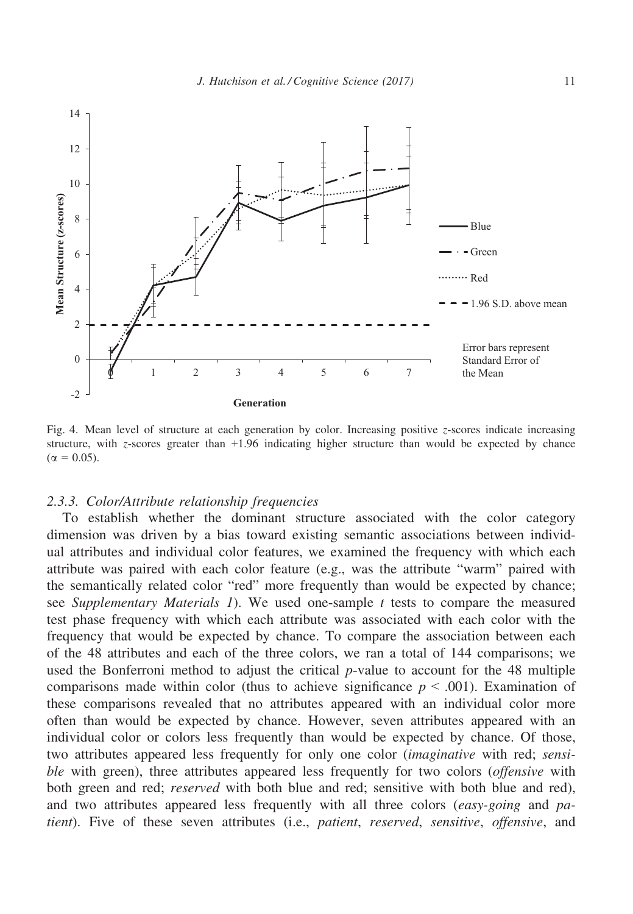Fig. 4. Mean level of structure at each generation by color. Increasing positive $z$-scores indicate increasing structure, with $z$-scores greater than +1.96 indicating higher structure than would be expected by chance ($\alpha = 0.05$).

### 2.3.3. Color/Attribute relationship frequencies

To establish whether the dominant structure associated with the color category dimension was driven by a bias toward existing semantic associations between individual attributes and individual color features, we examined the frequency with which each attribute was paired with each color feature (e.g., was the attribute "warm" paired with the semantically related color "red" more frequently than would be expected by chance; see *Supplementary Materials 1*). We used one-sample $t$ tests to compare the measured test phase frequency with which each attribute was associated with each color with the frequency that would be expected by chance. To compare the association between each of the 48 attributes and each of the three colors, we ran a total of 144 comparisons; we used the Bonferroni method to adjust the critical $p$-value to account for the 48 multiple comparisons made within color (thus to achieve significance $p < .001$). Examination of these comparisons revealed that no attributes appeared with an individual color more often than would be expected by chance. However, seven attributes appeared with an individual color or colors less frequently than would be expected by chance. Of those, two attributes appeared less frequently for only one color (*imaginative* with red; *sensible* with green), three attributes appeared less frequently for two colors (*offensive* with both green and red; *reserved* with both blue and red; sensitive with both blue and red), and two attributes appeared less frequently with all three colors (*easy-going* and *patient*). Five of these seven attributes (i.e., *patient*, *reserved*, *sensitive*, *offensive*, and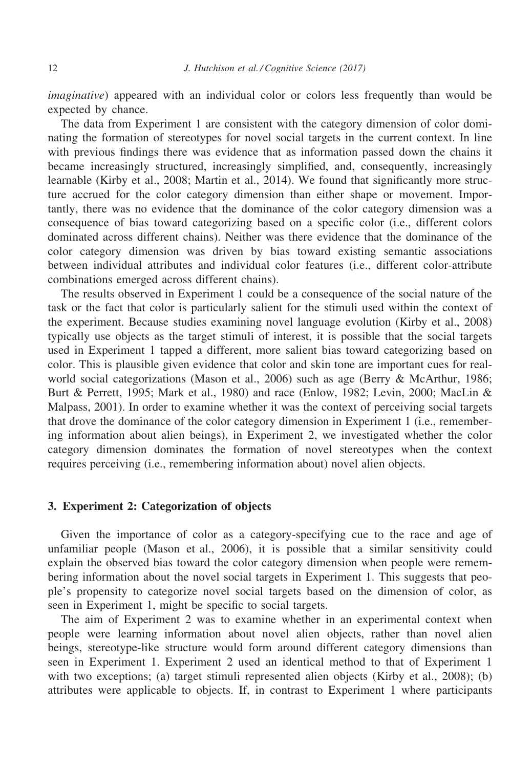*imaginative*) appeared with an individual color or colors less frequently than would be expected by chance.

The data from Experiment 1 are consistent with the category dimension of color dominating the formation of stereotypes for novel social targets in the current context. In line with previous findings there was evidence that as information passed down the chains it became increasingly structured, increasingly simplified, and, consequently, increasingly learnable (Kirby et al., 2008; Martin et al., 2014). We found that significantly more structure accrued for the color category dimension than either shape or movement. Importantly, there was no evidence that the dominance of the color category dimension was a consequence of bias toward categorizing based on a specific color (i.e., different colors dominated across different chains). Neither was there evidence that the dominance of the color category dimension was driven by bias toward existing semantic associations between individual attributes and individual color features (i.e., different color-attribute combinations emerged across different chains).

The results observed in Experiment 1 could be a consequence of the social nature of the task or the fact that color is particularly salient for the stimuli used within the context of the experiment. Because studies examining novel language evolution (Kirby et al., 2008) typically use objects as the target stimuli of interest, it is possible that the social targets used in Experiment 1 tapped a different, more salient bias toward categorizing based on color. This is plausible given evidence that color and skin tone are important cues for real-world social categorizations (Mason et al., 2006) such as age (Berry & McArthur, 1986; Burt & Perrett, 1995; Mark et al., 1980) and race (Enlow, 1982; Levin, 2000; MacLin & Malpass, 2001). In order to examine whether it was the context of perceiving social targets that drove the dominance of the color category dimension in Experiment 1 (i.e., remembering information about alien beings), in Experiment 2, we investigated whether the color category dimension dominates the formation of novel stereotypes when the context requires perceiving (i.e., remembering information about) novel alien objects.

## 3. Experiment 2: Categorization of objects

Given the importance of color as a category-specifying cue to the race and age of unfamiliar people (Mason et al., 2006), it is possible that a similar sensitivity could explain the observed bias toward the color category dimension when people were remembering information about the novel social targets in Experiment 1. This suggests that people's propensity to categorize novel social targets based on the dimension of color, as seen in Experiment 1, might be specific to social targets.

The aim of Experiment 2 was to examine whether in an experimental context when people were learning information about novel alien objects, rather than novel alien beings, stereotype-like structure would form around different category dimensions than seen in Experiment 1. Experiment 2 used an identical method to that of Experiment 1 with two exceptions; (a) target stimuli represented alien objects (Kirby et al., 2008); (b) attributes were applicable to objects. If, in contrast to Experiment 1 where participants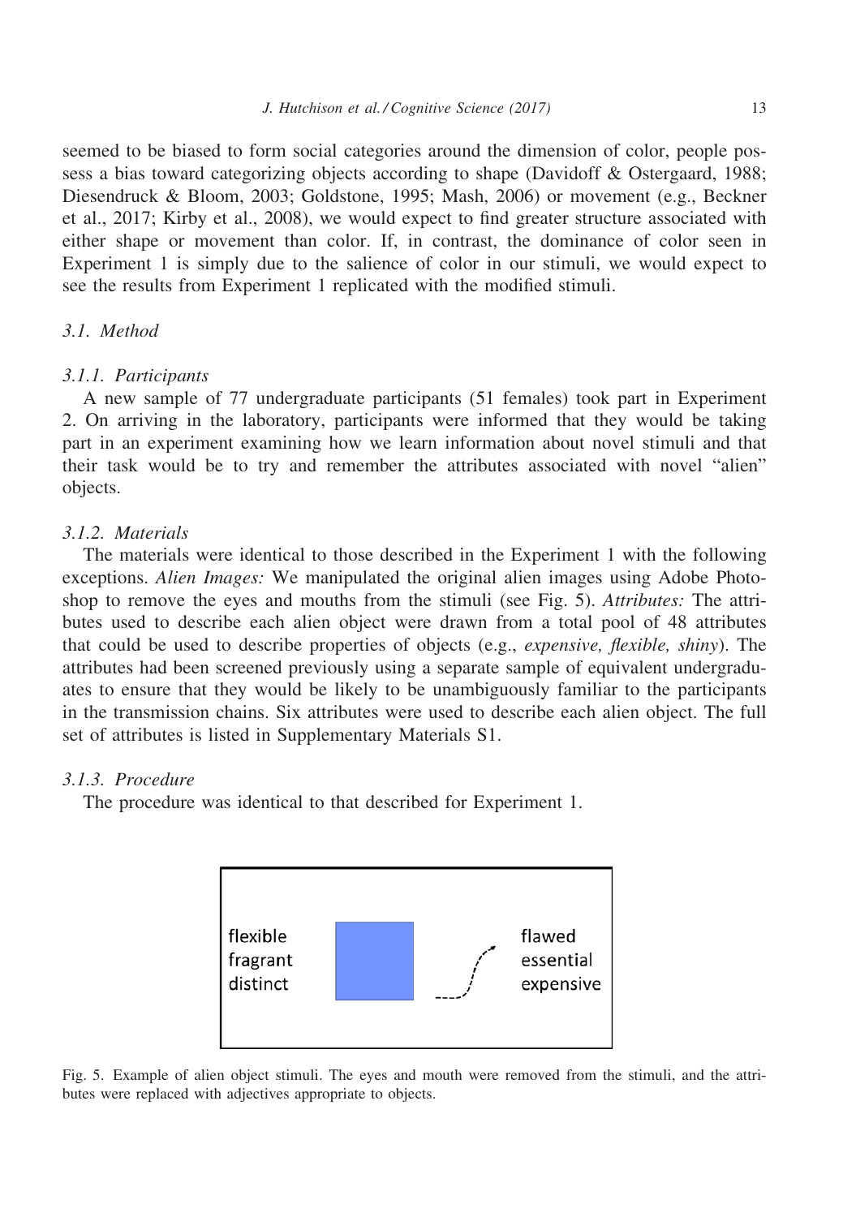seemed to be biased to form social categories around the dimension of color, people possess a bias toward categorizing objects according to shape (Davidoff & Ostergaard, 1988; Diesendruck & Bloom, 2003; Goldstone, 1995; Mash, 2006) or movement (e.g., Beckner et al., 2017; Kirby et al., 2008), we would expect to find greater structure associated with either shape or movement than color. If, in contrast, the dominance of color seen in Experiment 1 is simply due to the salience of color in our stimuli, we would expect to see the results from Experiment 1 replicated with the modified stimuli.

### 3.1. Method

#### 3.1.1. Participants

A new sample of 77 undergraduate participants (51 females) took part in Experiment 2. On arriving in the laboratory, participants were informed that they would be taking part in an experiment examining how we learn information about novel stimuli and that their task would be to try and remember the attributes associated with novel "alien" objects.

#### 3.1.2. Materials

The materials were identical to those described in the Experiment 1 with the following exceptions. *Alien Images:* We manipulated the original alien images using Adobe Photoshop to remove the eyes and mouths from the stimuli (see Fig. 5). *Attributes:* The attributes used to describe each alien object were drawn from a total pool of 48 attributes that could be used to describe properties of objects (e.g., *expensive, flexible, shiny*). The attributes had been screened previously using a separate sample of equivalent undergraduates to ensure that they would be likely to be unambiguously familiar to the participants in the transmission chains. Six attributes were used to describe each alien object. The full set of attributes is listed in Supplementary Materials S1.

#### 3.1.3. Procedure

The procedure was identical to that described for Experiment 1.

flexible
fragrant
distinct

flawed
essential
expensive

Fig. 5. Example of alien object stimuli. The eyes and mouth were removed from the stimuli, and the attributes were replaced with adjectives appropriate to objects.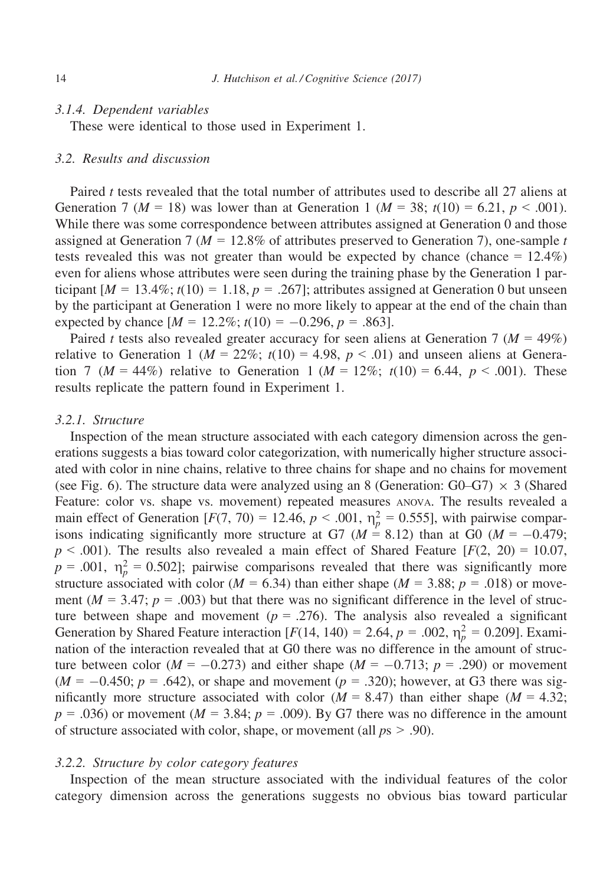#### 3.1.4. Dependent variables

These were identical to those used in Experiment 1.

### 3.2. Results and discussion

Paired *t* tests revealed that the total number of attributes used to describe all 27 aliens at Generation 7 ($M = 18$) was lower than at Generation 1 ($M = 38$; $t(10) = 6.21$, $p < .001$). While there was some correspondence between attributes assigned at Generation 0 and those assigned at Generation 7 ($M = 12.8\%$ of attributes preserved to Generation 7), one-sample *t* tests revealed this was not greater than would be expected by chance (chance = 12.4%) even for aliens whose attributes were seen during the training phase by the Generation 1 participant [$M = 13.4\%$; $t(10) = 1.18$, $p = .267$]; attributes assigned at Generation 0 but unseen by the participant at Generation 1 were no more likely to appear at the end of the chain than expected by chance [$M = 12.2\%$; $t(10) = -0.296$, $p = .863$].

Paired *t* tests also revealed greater accuracy for seen aliens at Generation 7 ($M = 49\%$) relative to Generation 1 ($M = 22\%$; $t(10) = 4.98$, $p < .01$) and unseen aliens at Generation 7 ($M = 44\%$) relative to Generation 1 ($M = 12\%$; $t(10) = 6.44$, $p < .001$). These results replicate the pattern found in Experiment 1.

#### 3.2.1. Structure

Inspection of the mean structure associated with each category dimension across the generations suggests a bias toward color categorization, with numerically higher structure associated with color in nine chains, relative to three chains for shape and no chains for movement (see Fig. 6). The structure data were analyzed using an 8 (Generation: G0–G7) × 3 (Shared Feature: color vs. shape vs. movement) repeated measures ANOVA. The results revealed a main effect of Generation [$F(7, 70) = 12.46$, $p < .001$, $\eta_p^2 = 0.555$], with pairwise comparisons indicating significantly more structure at G7 ($M = 8.12$) than at G0 ($M = -0.479$; $p < .001$). The results also revealed a main effect of Shared Feature [$F(2, 20) = 10.07$, $p = .001$, $\eta_p^2 = 0.502$]; pairwise comparisons revealed that there was significantly more structure associated with color ($M = 6.34$) than either shape ($M = 3.88$; $p = .018$) or movement ($M = 3.47$; $p = .003$) but that there was no significant difference in the level of structure between shape and movement ($p = .276$). The analysis also revealed a significant Generation by Shared Feature interaction [$F(14, 140) = 2.64$, $p = .002$, $\eta_p^2 = 0.209$]. Examination of the interaction revealed that at G0 there was no difference in the amount of structure between color ($M = -0.273$) and either shape ($M = -0.713$; $p = .290$) or movement ($M = -0.450$; $p = .642$), or shape and movement ($p = .320$); however, at G3 there was significantly more structure associated with color ($M = 8.47$) than either shape ($M = 4.32$; $p = .036$) or movement ($M = 3.84$; $p = .009$). By G7 there was no difference in the amount of structure associated with color, shape, or movement (all $p$s $> .90$).

#### 3.2.2. Structure by color category features

Inspection of the mean structure associated with the individual features of the color category dimension across the generations suggests no obvious bias toward particular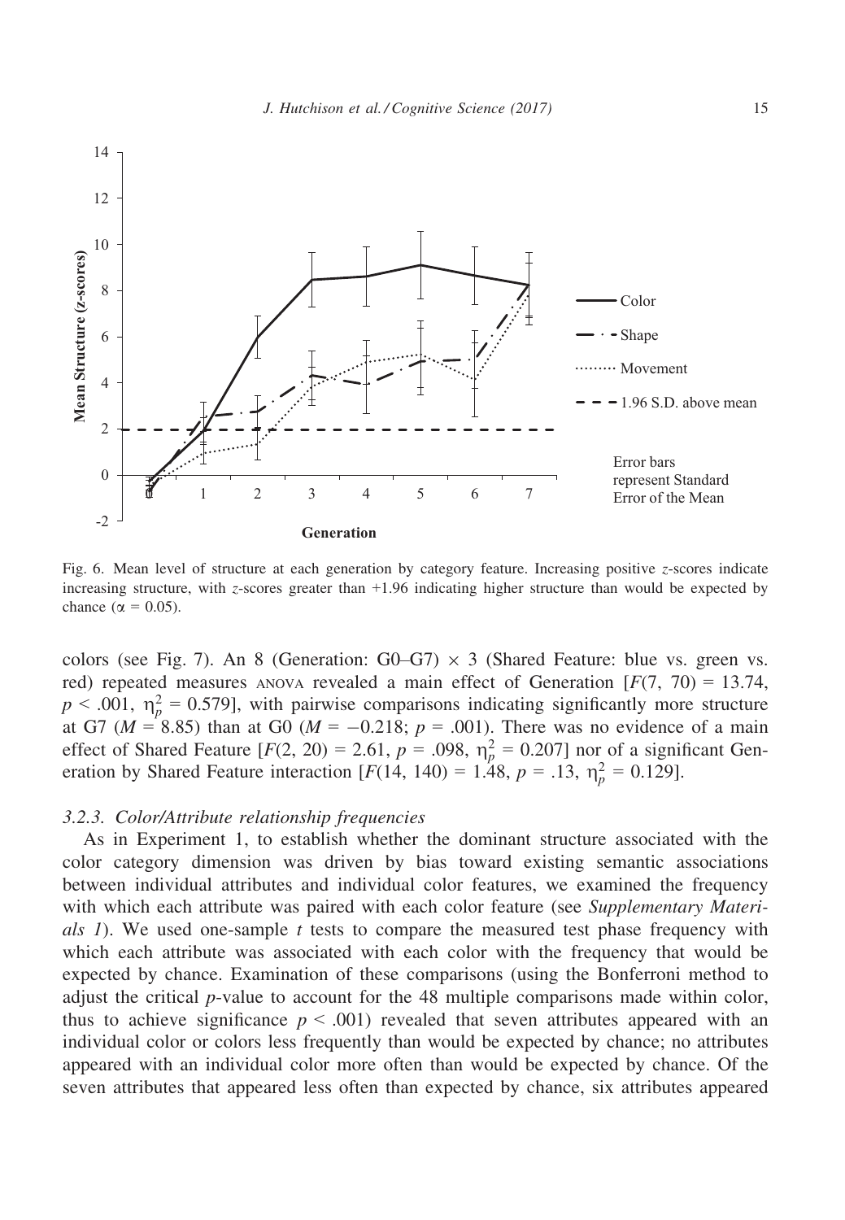Fig. 6. Mean level of structure at each generation by category feature. Increasing positive $z$-scores indicate increasing structure, with $z$-scores greater than +1.96 indicating higher structure than would be expected by chance ($\alpha = 0.05$).

colors (see Fig. 7). An 8 (Generation: G0–G7) × 3 (Shared Feature: blue vs. green vs. red) repeated measures ANOVA revealed a main effect of Generation [$F(7, 70) = 13.74$, $p < .001$, $\eta_p^2 = 0.579$], with pairwise comparisons indicating significantly more structure at G7 ($M = 8.85$) than at G0 ($M = -0.218$; $p = .001$). There was no evidence of a main effect of Shared Feature [$F(2, 20) = 2.61$, $p = .098$, $\eta_p^2 = 0.207$] nor of a significant Generation by Shared Feature interaction [$F(14, 140) = 1.48$, $p = .13$, $\eta_p^2 = 0.129$].

### *3.2.3. Color/Attribute relationship frequencies*

As in Experiment 1, to establish whether the dominant structure associated with the color category dimension was driven by bias toward existing semantic associations between individual attributes and individual color features, we examined the frequency with which each attribute was paired with each color feature (see *Supplementary Materials 1*). We used one-sample $t$ tests to compare the measured test phase frequency with which each attribute was associated with each color with the frequency that would be expected by chance. Examination of these comparisons (using the Bonferroni method to adjust the critical $p$-value to account for the 48 multiple comparisons made within color, thus to achieve significance $p < .001$) revealed that seven attributes appeared with an individual color or colors less frequently than would be expected by chance; no attributes appeared with an individual color more often than would be expected by chance. Of the seven attributes that appeared less often than expected by chance, six attributes appeared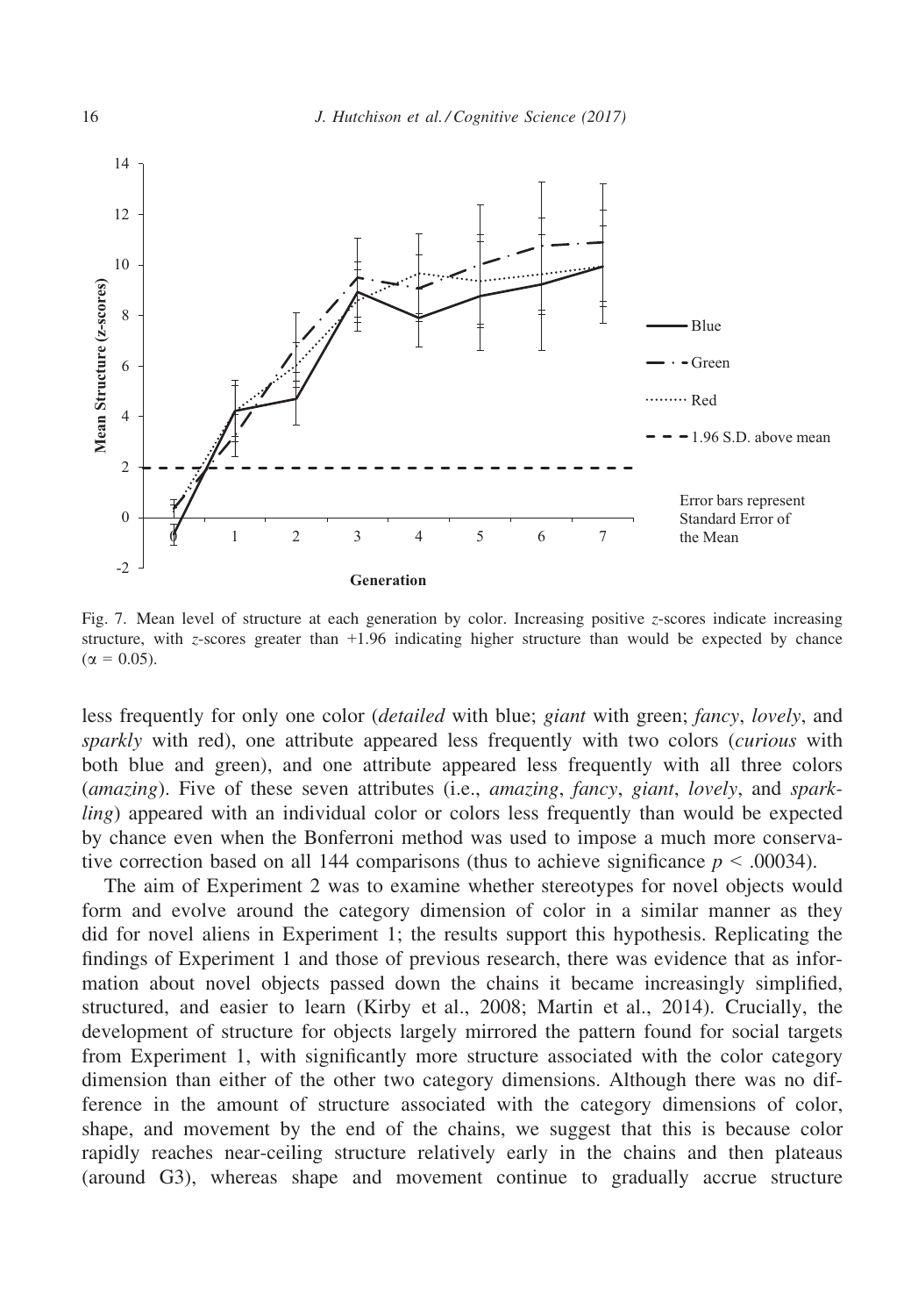Fig. 7. Mean level of structure at each generation by color. Increasing positive $z$-scores indicate increasing structure, with $z$-scores greater than +1.96 indicating higher structure than would be expected by chance ($\alpha = 0.05$).

less frequently for only one color (*detailed* with blue; *giant* with green; *fancy*, *lovely*, and *sparkly* with red), one attribute appeared less frequently with two colors (*curious* with both blue and green), and one attribute appeared less frequently with all three colors (*amazing*). Five of these seven attributes (i.e., *amazing*, *fancy*, *giant*, *lovely*, and *sparkling*) appeared with an individual color or colors less frequently than would be expected by chance even when the Bonferroni method was used to impose a much more conservative correction based on all 144 comparisons (thus to achieve significance $p < .00034$).

The aim of Experiment 2 was to examine whether stereotypes for novel objects would form and evolve around the category dimension of color in a similar manner as they did for novel aliens in Experiment 1; the results support this hypothesis. Replicating the findings of Experiment 1 and those of previous research, there was evidence that as information about novel objects passed down the chains it became increasingly simplified, structured, and easier to learn (Kirby et al., 2008; Martin et al., 2014). Crucially, the development of structure for objects largely mirrored the pattern found for social targets from Experiment 1, with significantly more structure associated with the color category dimension than either of the other two category dimensions. Although there was no difference in the amount of structure associated with the category dimensions of color, shape, and movement by the end of the chains, we suggest that this is because color rapidly reaches near-ceiling structure relatively early in the chains and then plateaus (around G3), whereas shape and movement continue to gradually accrue structure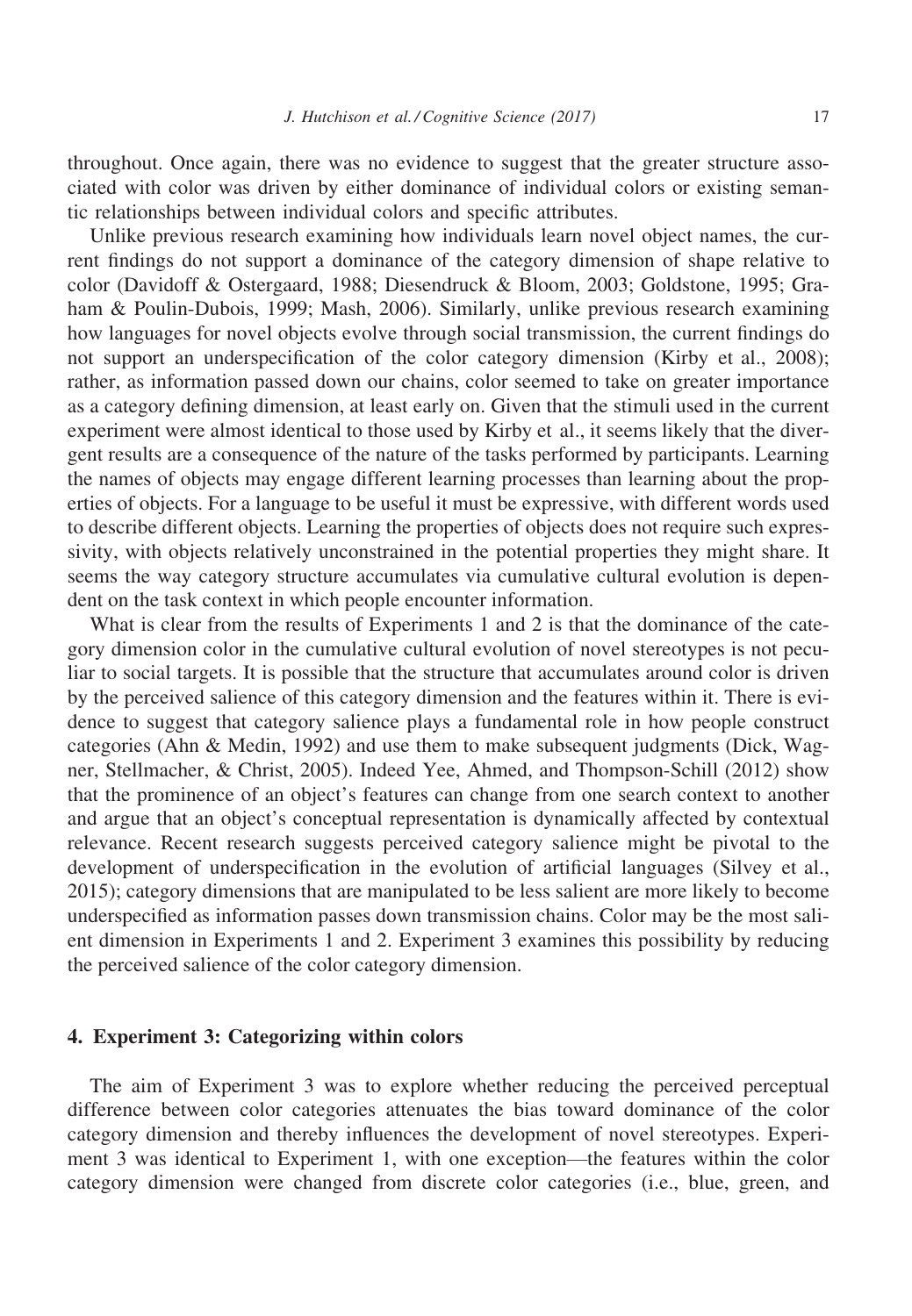throughout. Once again, there was no evidence to suggest that the greater structure associated with color was driven by either dominance of individual colors or existing semantic relationships between individual colors and specific attributes.

Unlike previous research examining how individuals learn novel object names, the current findings do not support a dominance of the category dimension of shape relative to color (Davidoff & Ostergaard, 1988; Diesendruck & Bloom, 2003; Goldstone, 1995; Graham & Poulin-Dubois, 1999; Mash, 2006). Similarly, unlike previous research examining how languages for novel objects evolve through social transmission, the current findings do not support an underspecification of the color category dimension (Kirby et al., 2008); rather, as information passed down our chains, color seemed to take on greater importance as a category defining dimension, at least early on. Given that the stimuli used in the current experiment were almost identical to those used by Kirby et al., it seems likely that the divergent results are a consequence of the nature of the tasks performed by participants. Learning the names of objects may engage different learning processes than learning about the properties of objects. For a language to be useful it must be expressive, with different words used to describe different objects. Learning the properties of objects does not require such expressivity, with objects relatively unconstrained in the potential properties they might share. It seems the way category structure accumulates via cumulative cultural evolution is dependent on the task context in which people encounter information.

What is clear from the results of Experiments 1 and 2 is that the dominance of the category dimension color in the cumulative cultural evolution of novel stereotypes is not peculiar to social targets. It is possible that the structure that accumulates around color is driven by the perceived salience of this category dimension and the features within it. There is evidence to suggest that category salience plays a fundamental role in how people construct categories (Ahn & Medin, 1992) and use them to make subsequent judgments (Dick, Wagner, Stellmacher, & Christ, 2005). Indeed Yee, Ahmed, and Thompson-Schill (2012) show that the prominence of an object's features can change from one search context to another and argue that an object's conceptual representation is dynamically affected by contextual relevance. Recent research suggests perceived category salience might be pivotal to the development of underspecification in the evolution of artificial languages (Silvey et al., 2015); category dimensions that are manipulated to be less salient are more likely to become underspecified as information passes down transmission chains. Color may be the most salient dimension in Experiments 1 and 2. Experiment 3 examines this possibility by reducing the perceived salience of the color category dimension.

## 4. Experiment 3: Categorizing within colors

The aim of Experiment 3 was to explore whether reducing the perceived perceptual difference between color categories attenuates the bias toward dominance of the color category dimension and thereby influences the development of novel stereotypes. Experiment 3 was identical to Experiment 1, with one exception—the features within the color category dimension were changed from discrete color categories (i.e., blue, green, and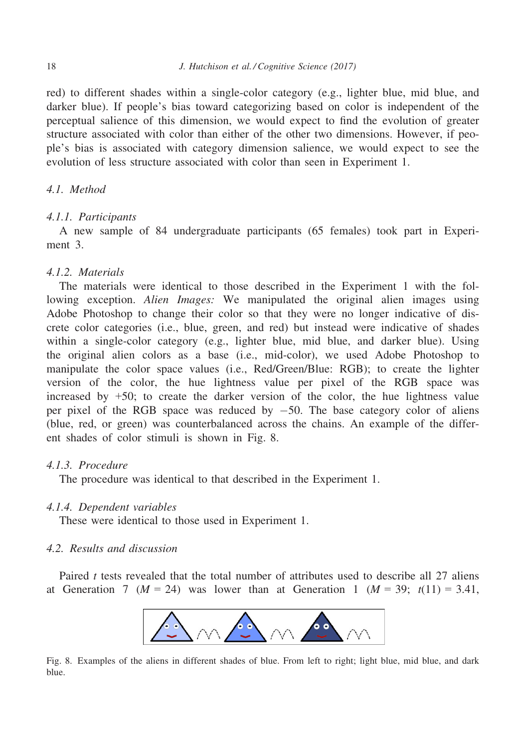red) to different shades within a single-color category (e.g., lighter blue, mid blue, and darker blue). If people's bias toward categorizing based on color is independent of the perceptual salience of this dimension, we would expect to find the evolution of greater structure associated with color than either of the other two dimensions. However, if people's bias is associated with category dimension salience, we would expect to see the evolution of less structure associated with color than seen in Experiment 1.

### 4.1. Method

#### 4.1.1. Participants

A new sample of 84 undergraduate participants (65 females) took part in Experiment 3.

#### 4.1.2. Materials

The materials were identical to those described in the Experiment 1 with the following exception. *Alien Images:* We manipulated the original alien images using Adobe Photoshop to change their color so that they were no longer indicative of discrete color categories (i.e., blue, green, and red) but instead were indicative of shades within a single-color category (e.g., lighter blue, mid blue, and darker blue). Using the original alien colors as a base (i.e., mid-color), we used Adobe Photoshop to manipulate the color space values (i.e., Red/Green/Blue: RGB); to create the lighter version of the color, the hue lightness value per pixel of the RGB space was increased by +50; to create the darker version of the color, the hue lightness value per pixel of the RGB space was reduced by −50. The base category color of aliens (blue, red, or green) was counterbalanced across the chains. An example of the different shades of color stimuli is shown in Fig. 8.

#### 4.1.3. Procedure

The procedure was identical to that described in the Experiment 1.

#### 4.1.4. Dependent variables

These were identical to those used in Experiment 1.

### 4.2. Results and discussion

Paired *t* tests revealed that the total number of attributes used to describe all 27 aliens at Generation 7 ($M = 24$) was lower than at Generation 1 ($M = 39$; $t(11) = 3.41$,

Fig. 8. Examples of the aliens in different shades of blue. From left to right; light blue, mid blue, and dark blue.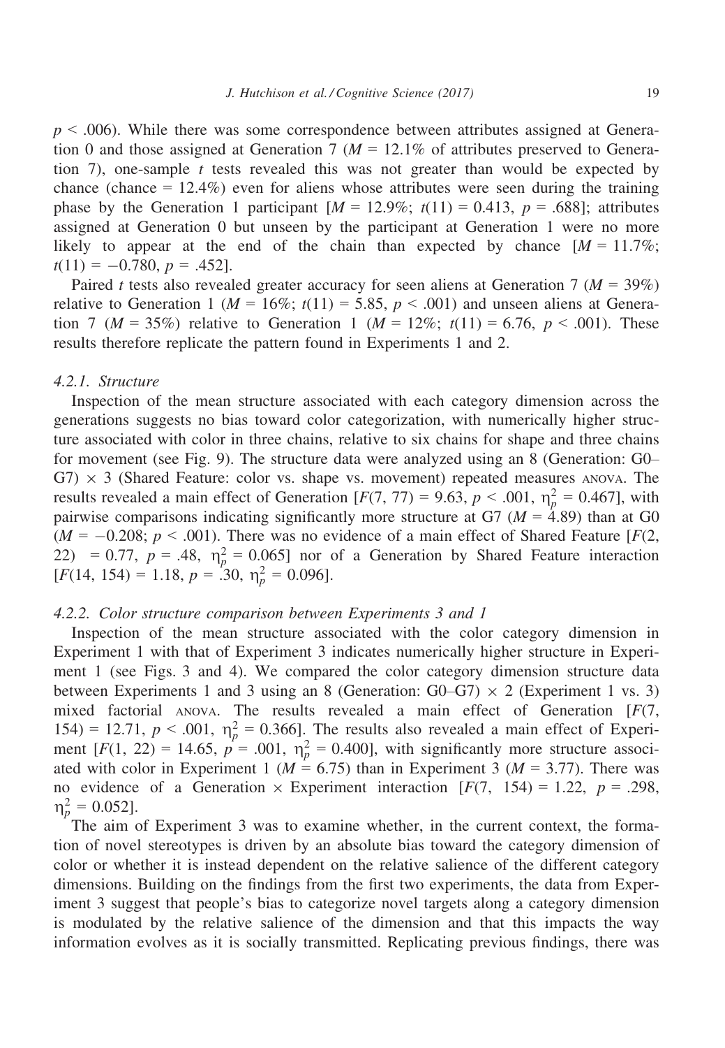$p < .006$). While there was some correspondence between attributes assigned at Generation 0 and those assigned at Generation 7 ($M$ = 12.1% of attributes preserved to Generation 7), one-sample $t$ tests revealed this was not greater than would be expected by chance (chance = 12.4%) even for aliens whose attributes were seen during the training phase by the Generation 1 participant [$M$ = 12.9%; $t(11) = 0.413$, $p = .688$]; attributes assigned at Generation 0 but unseen by the participant at Generation 1 were no more likely to appear at the end of the chain than expected by chance [$M$ = 11.7%; $t(11) = -0.780$, $p = .452$].

Paired $t$ tests also revealed greater accuracy for seen aliens at Generation 7 ($M$ = 39%) relative to Generation 1 ($M$ = 16%; $t(11) = 5.85$, $p < .001$) and unseen aliens at Generation 7 ($M$ = 35%) relative to Generation 1 ($M$ = 12%; $t(11) = 6.76$, $p < .001$). These results therefore replicate the pattern found in Experiments 1 and 2.

#### 4.2.1. Structure

Inspection of the mean structure associated with each category dimension across the generations suggests no bias toward color categorization, with numerically higher structure associated with color in three chains, relative to six chains for shape and three chains for movement (see Fig. 9). The structure data were analyzed using an 8 (Generation: G0–G7) × 3 (Shared Feature: color vs. shape vs. movement) repeated measures ANOVA. The results revealed a main effect of Generation [$F(7, 77) = 9.63$, $p < .001$, $\eta_p^2 = 0.467$], with pairwise comparisons indicating significantly more structure at G7 ($M = 4.89$) than at G0 ($M = -0.208$; $p < .001$). There was no evidence of a main effect of Shared Feature [$F(2, 22) = 0.77$, $p = .48$, $\eta_p^2 = 0.065$] nor of a Generation by Shared Feature interaction [$F(14, 154) = 1.18$, $p = .30$, $\eta_p^2 = 0.096$].

#### 4.2.2. Color structure comparison between Experiments 3 and 1

Inspection of the mean structure associated with the color category dimension in Experiment 1 with that of Experiment 3 indicates numerically higher structure in Experiment 1 (see Figs. 3 and 4). We compared the color category dimension structure data between Experiments 1 and 3 using an 8 (Generation: G0–G7) × 2 (Experiment 1 vs. 3) mixed factorial ANOVA. The results revealed a main effect of Generation [$F(7, 154) = 12.71$, $p < .001$, $\eta_p^2 = 0.366$]. The results also revealed a main effect of Experiment [$F(1, 22) = 14.65$, $p = .001$, $\eta_p^2 = 0.400$], with significantly more structure associated with color in Experiment 1 ($M = 6.75$) than in Experiment 3 ($M = 3.77$). There was no evidence of a Generation × Experiment interaction [$F(7, 154) = 1.22$, $p = .298$, $\eta_p^2 = 0.052$].

The aim of Experiment 3 was to examine whether, in the current context, the formation of novel stereotypes is driven by an absolute bias toward the category dimension of color or whether it is instead dependent on the relative salience of the different category dimensions. Building on the findings from the first two experiments, the data from Experiment 3 suggest that people's bias to categorize novel targets along a category dimension is modulated by the relative salience of the dimension and that this impacts the way information evolves as it is socially transmitted. Replicating previous findings, there was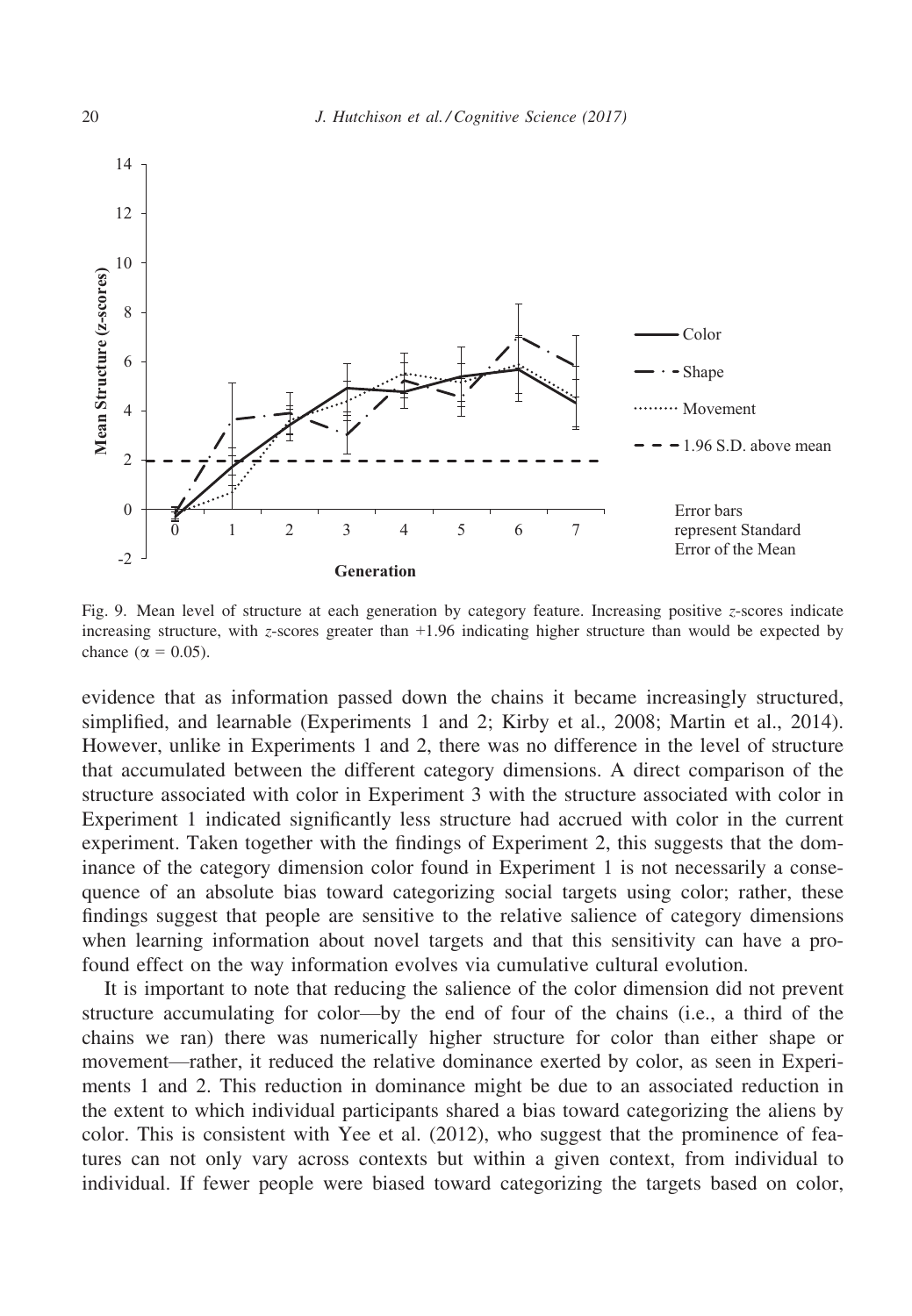Fig. 9. Mean level of structure at each generation by category feature. Increasing positive $z$-scores indicate increasing structure, with $z$-scores greater than +1.96 indicating higher structure than would be expected by chance ($\alpha = 0.05$).

evidence that as information passed down the chains it became increasingly structured, simplified, and learnable (Experiments 1 and 2; Kirby et al., 2008; Martin et al., 2014). However, unlike in Experiments 1 and 2, there was no difference in the level of structure that accumulated between the different category dimensions. A direct comparison of the structure associated with color in Experiment 3 with the structure associated with color in Experiment 1 indicated significantly less structure had accrued with color in the current experiment. Taken together with the findings of Experiment 2, this suggests that the dominance of the category dimension color found in Experiment 1 is not necessarily a consequence of an absolute bias toward categorizing social targets using color; rather, these findings suggest that people are sensitive to the relative salience of category dimensions when learning information about novel targets and that this sensitivity can have a profound effect on the way information evolves via cumulative cultural evolution.

It is important to note that reducing the salience of the color dimension did not prevent structure accumulating for color—by the end of four of the chains (i.e., a third of the chains we ran) there was numerically higher structure for color than either shape or movement—rather, it reduced the relative dominance exerted by color, as seen in Experiments 1 and 2. This reduction in dominance might be due to an associated reduction in the extent to which individual participants shared a bias toward categorizing the aliens by color. This is consistent with Yee et al. (2012), who suggest that the prominence of features can not only vary across contexts but within a given context, from individual to individual. If fewer people were biased toward categorizing the targets based on color,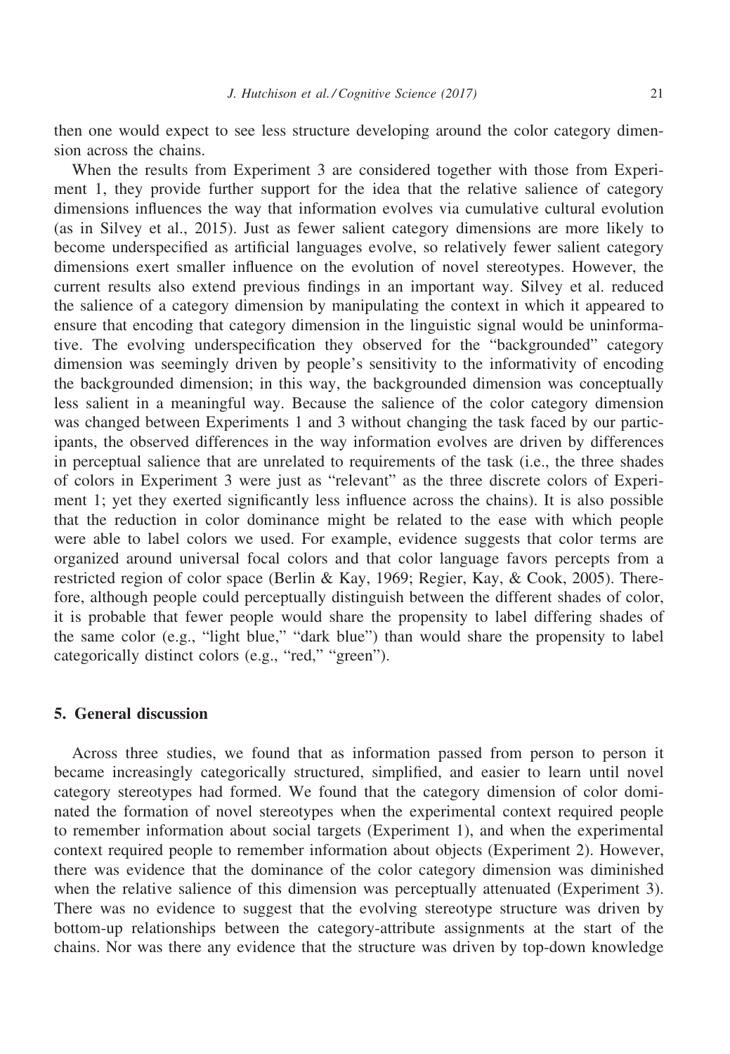then one would expect to see less structure developing around the color category dimension across the chains.

When the results from Experiment 3 are considered together with those from Experiment 1, they provide further support for the idea that the relative salience of category dimensions influences the way that information evolves via cumulative cultural evolution (as in Silvey et al., 2015). Just as fewer salient category dimensions are more likely to become underspecified as artificial languages evolve, so relatively fewer salient category dimensions exert smaller influence on the evolution of novel stereotypes. However, the current results also extend previous findings in an important way. Silvey et al. reduced the salience of a category dimension by manipulating the context in which it appeared to ensure that encoding that category dimension in the linguistic signal would be uninformative. The evolving underspecification they observed for the "backgrounded" category dimension was seemingly driven by people's sensitivity to the informativity of encoding the backgrounded dimension; in this way, the backgrounded dimension was conceptually less salient in a meaningful way. Because the salience of the color category dimension was changed between Experiments 1 and 3 without changing the task faced by our participants, the observed differences in the way information evolves are driven by differences in perceptual salience that are unrelated to requirements of the task (i.e., the three shades of colors in Experiment 3 were just as "relevant" as the three discrete colors of Experiment 1; yet they exerted significantly less influence across the chains). It is also possible that the reduction in color dominance might be related to the ease with which people were able to label colors we used. For example, evidence suggests that color terms are organized around universal focal colors and that color language favors percepts from a restricted region of color space (Berlin & Kay, 1969; Regier, Kay, & Cook, 2005). Therefore, although people could perceptually distinguish between the different shades of color, it is probable that fewer people would share the propensity to label differing shades of the same color (e.g., "light blue," "dark blue") than would share the propensity to label categorically distinct colors (e.g., "red," "green").

## 5. General discussion

Across three studies, we found that as information passed from person to person it became increasingly categorically structured, simplified, and easier to learn until novel category stereotypes had formed. We found that the category dimension of color dominated the formation of novel stereotypes when the experimental context required people to remember information about social targets (Experiment 1), and when the experimental context required people to remember information about objects (Experiment 2). However, there was evidence that the dominance of the color category dimension was diminished when the relative salience of this dimension was perceptually attenuated (Experiment 3). There was no evidence to suggest that the evolving stereotype structure was driven by bottom-up relationships between the category-attribute assignments at the start of the chains. Nor was there any evidence that the structure was driven by top-down knowledge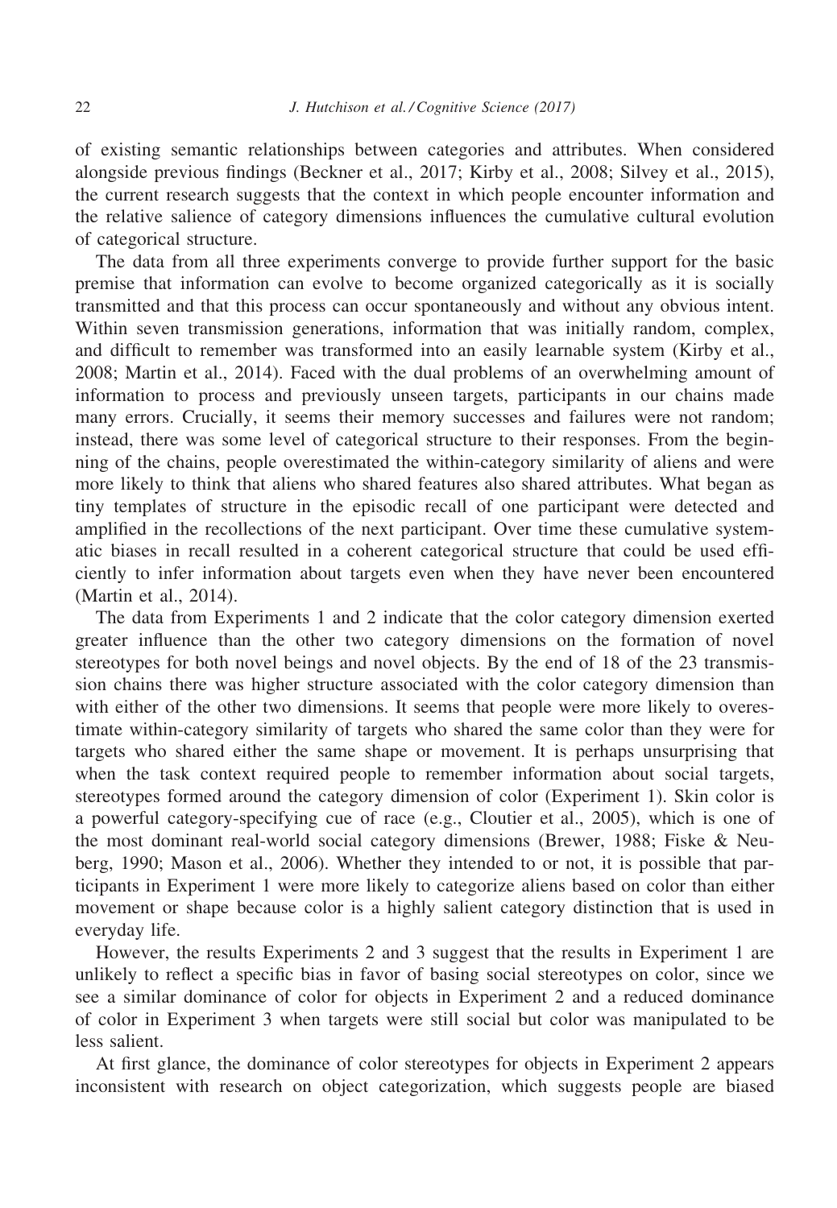of existing semantic relationships between categories and attributes. When considered alongside previous findings (Beckner et al., 2017; Kirby et al., 2008; Silvey et al., 2015), the current research suggests that the context in which people encounter information and the relative salience of category dimensions influences the cumulative cultural evolution of categorical structure.

The data from all three experiments converge to provide further support for the basic premise that information can evolve to become organized categorically as it is socially transmitted and that this process can occur spontaneously and without any obvious intent. Within seven transmission generations, information that was initially random, complex, and difficult to remember was transformed into an easily learnable system (Kirby et al., 2008; Martin et al., 2014). Faced with the dual problems of an overwhelming amount of information to process and previously unseen targets, participants in our chains made many errors. Crucially, it seems their memory successes and failures were not random; instead, there was some level of categorical structure to their responses. From the beginning of the chains, people overestimated the within-category similarity of aliens and were more likely to think that aliens who shared features also shared attributes. What began as tiny templates of structure in the episodic recall of one participant were detected and amplified in the recollections of the next participant. Over time these cumulative systematic biases in recall resulted in a coherent categorical structure that could be used efficiently to infer information about targets even when they have never been encountered (Martin et al., 2014).

The data from Experiments 1 and 2 indicate that the color category dimension exerted greater influence than the other two category dimensions on the formation of novel stereotypes for both novel beings and novel objects. By the end of 18 of the 23 transmission chains there was higher structure associated with the color category dimension than with either of the other two dimensions. It seems that people were more likely to overestimate within-category similarity of targets who shared the same color than they were for targets who shared either the same shape or movement. It is perhaps unsurprising that when the task context required people to remember information about social targets, stereotypes formed around the category dimension of color (Experiment 1). Skin color is a powerful category-specifying cue of race (e.g., Cloutier et al., 2005), which is one of the most dominant real-world social category dimensions (Brewer, 1988; Fiske & Neuberg, 1990; Mason et al., 2006). Whether they intended to or not, it is possible that participants in Experiment 1 were more likely to categorize aliens based on color than either movement or shape because color is a highly salient category distinction that is used in everyday life.

However, the results Experiments 2 and 3 suggest that the results in Experiment 1 are unlikely to reflect a specific bias in favor of basing social stereotypes on color, since we see a similar dominance of color for objects in Experiment 2 and a reduced dominance of color in Experiment 3 when targets were still social but color was manipulated to be less salient.

At first glance, the dominance of color stereotypes for objects in Experiment 2 appears inconsistent with research on object categorization, which suggests people are biased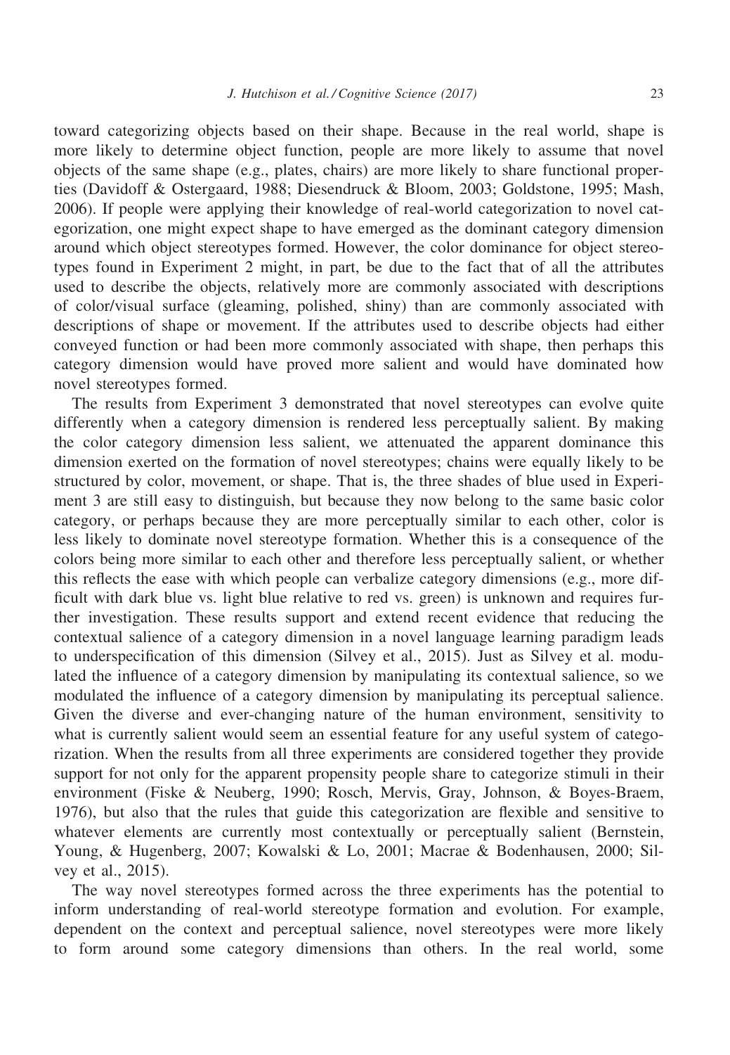toward categorizing objects based on their shape. Because in the real world, shape is more likely to determine object function, people are more likely to assume that novel objects of the same shape (e.g., plates, chairs) are more likely to share functional properties (Davidoff & Ostergaard, 1988; Diesendruck & Bloom, 2003; Goldstone, 1995; Mash, 2006). If people were applying their knowledge of real-world categorization to novel categorization, one might expect shape to have emerged as the dominant category dimension around which object stereotypes formed. However, the color dominance for object stereotypes found in Experiment 2 might, in part, be due to the fact that of all the attributes used to describe the objects, relatively more are commonly associated with descriptions of color/visual surface (gleaming, polished, shiny) than are commonly associated with descriptions of shape or movement. If the attributes used to describe objects had either conveyed function or had been more commonly associated with shape, then perhaps this category dimension would have proved more salient and would have dominated how novel stereotypes formed.

The results from Experiment 3 demonstrated that novel stereotypes can evolve quite differently when a category dimension is rendered less perceptually salient. By making the color category dimension less salient, we attenuated the apparent dominance this dimension exerted on the formation of novel stereotypes; chains were equally likely to be structured by color, movement, or shape. That is, the three shades of blue used in Experiment 3 are still easy to distinguish, but because they now belong to the same basic color category, or perhaps because they are more perceptually similar to each other, color is less likely to dominate novel stereotype formation. Whether this is a consequence of the colors being more similar to each other and therefore less perceptually salient, or whether this reflects the ease with which people can verbalize category dimensions (e.g., more difficult with dark blue vs. light blue relative to red vs. green) is unknown and requires further investigation. These results support and extend recent evidence that reducing the contextual salience of a category dimension in a novel language learning paradigm leads to underspecification of this dimension (Silvey et al., 2015). Just as Silvey et al. modulated the influence of a category dimension by manipulating its contextual salience, so we modulated the influence of a category dimension by manipulating its perceptual salience. Given the diverse and ever-changing nature of the human environment, sensitivity to what is currently salient would seem an essential feature for any useful system of categorization. When the results from all three experiments are considered together they provide support for not only for the apparent propensity people share to categorize stimuli in their environment (Fiske & Neuberg, 1990; Rosch, Mervis, Gray, Johnson, & Boyes-Braem, 1976), but also that the rules that guide this categorization are flexible and sensitive to whatever elements are currently most contextually or perceptually salient (Bernstein, Young, & Hugenberg, 2007; Kowalski & Lo, 2001; Macrae & Bodenhausen, 2000; Silvey et al., 2015).

The way novel stereotypes formed across the three experiments has the potential to inform understanding of real-world stereotype formation and evolution. For example, dependent on the context and perceptual salience, novel stereotypes were more likely to form around some category dimensions than others. In the real world, some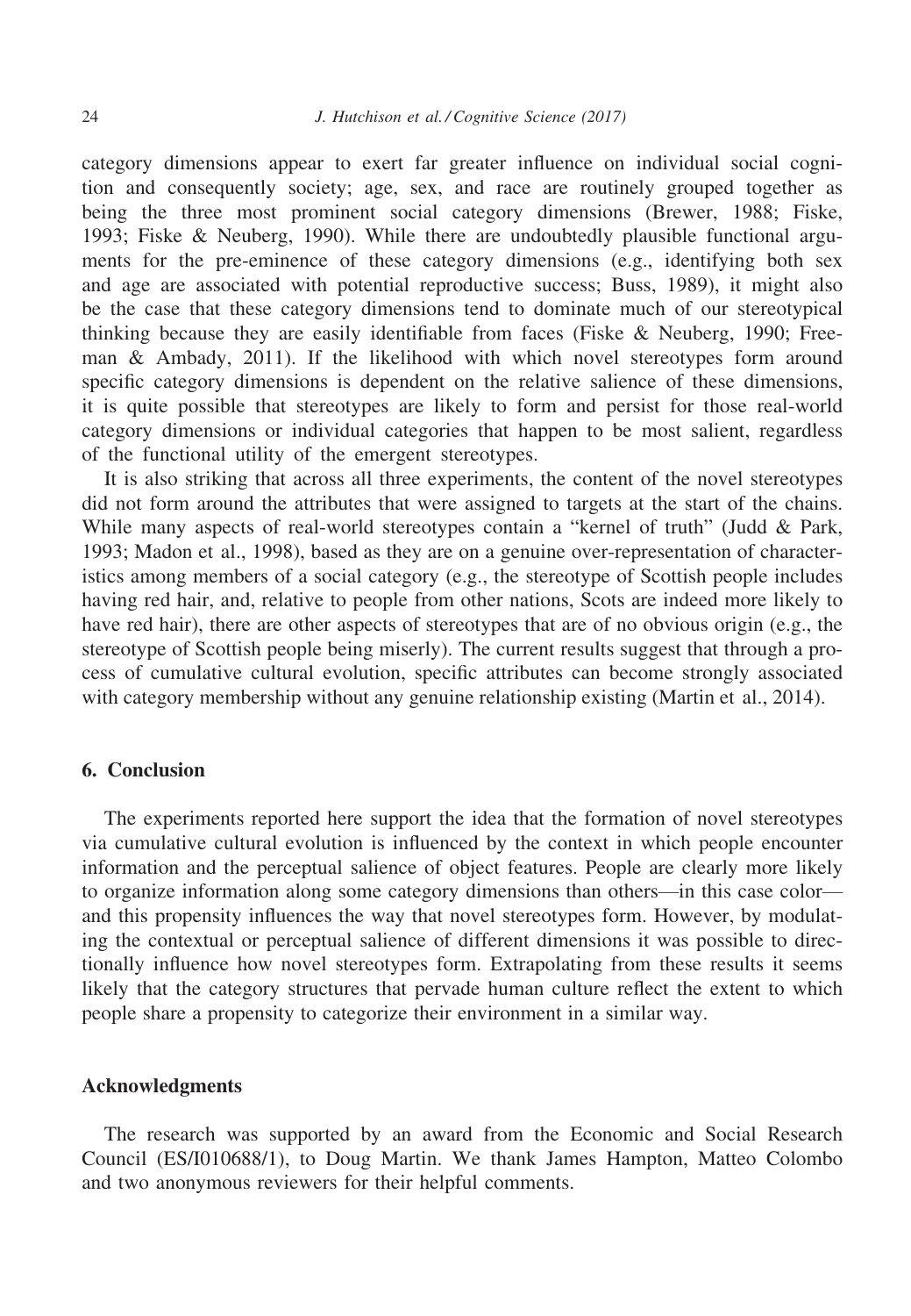category dimensions appear to exert far greater influence on individual social cognition and consequently society; age, sex, and race are routinely grouped together as being the three most prominent social category dimensions (Brewer, 1988; Fiske, 1993; Fiske & Neuberg, 1990). While there are undoubtedly plausible functional arguments for the pre-eminence of these category dimensions (e.g., identifying both sex and age are associated with potential reproductive success; Buss, 1989), it might also be the case that these category dimensions tend to dominate much of our stereotypical thinking because they are easily identifiable from faces (Fiske & Neuberg, 1990; Freeman & Ambady, 2011). If the likelihood with which novel stereotypes form around specific category dimensions is dependent on the relative salience of these dimensions, it is quite possible that stereotypes are likely to form and persist for those real-world category dimensions or individual categories that happen to be most salient, regardless of the functional utility of the emergent stereotypes.

It is also striking that across all three experiments, the content of the novel stereotypes did not form around the attributes that were assigned to targets at the start of the chains. While many aspects of real-world stereotypes contain a "kernel of truth" (Judd & Park, 1993; Madon et al., 1998), based as they are on a genuine over-representation of characteristics among members of a social category (e.g., the stereotype of Scottish people includes having red hair, and, relative to people from other nations, Scots are indeed more likely to have red hair), there are other aspects of stereotypes that are of no obvious origin (e.g., the stereotype of Scottish people being miserly). The current results suggest that through a process of cumulative cultural evolution, specific attributes can become strongly associated with category membership without any genuine relationship existing (Martin et al., 2014).

## 6. Conclusion

The experiments reported here support the idea that the formation of novel stereotypes via cumulative cultural evolution is influenced by the context in which people encounter information and the perceptual salience of object features. People are clearly more likely to organize information along some category dimensions than others—in this case color—and this propensity influences the way that novel stereotypes form. However, by modulating the contextual or perceptual salience of different dimensions it was possible to directionally influence how novel stereotypes form. Extrapolating from these results it seems likely that the category structures that pervade human culture reflect the extent to which people share a propensity to categorize their environment in a similar way.

## Acknowledgments

The research was supported by an award from the Economic and Social Research Council (ES/I010688/1), to Doug Martin. We thank James Hampton, Matteo Colombo and two anonymous reviewers for their helpful comments.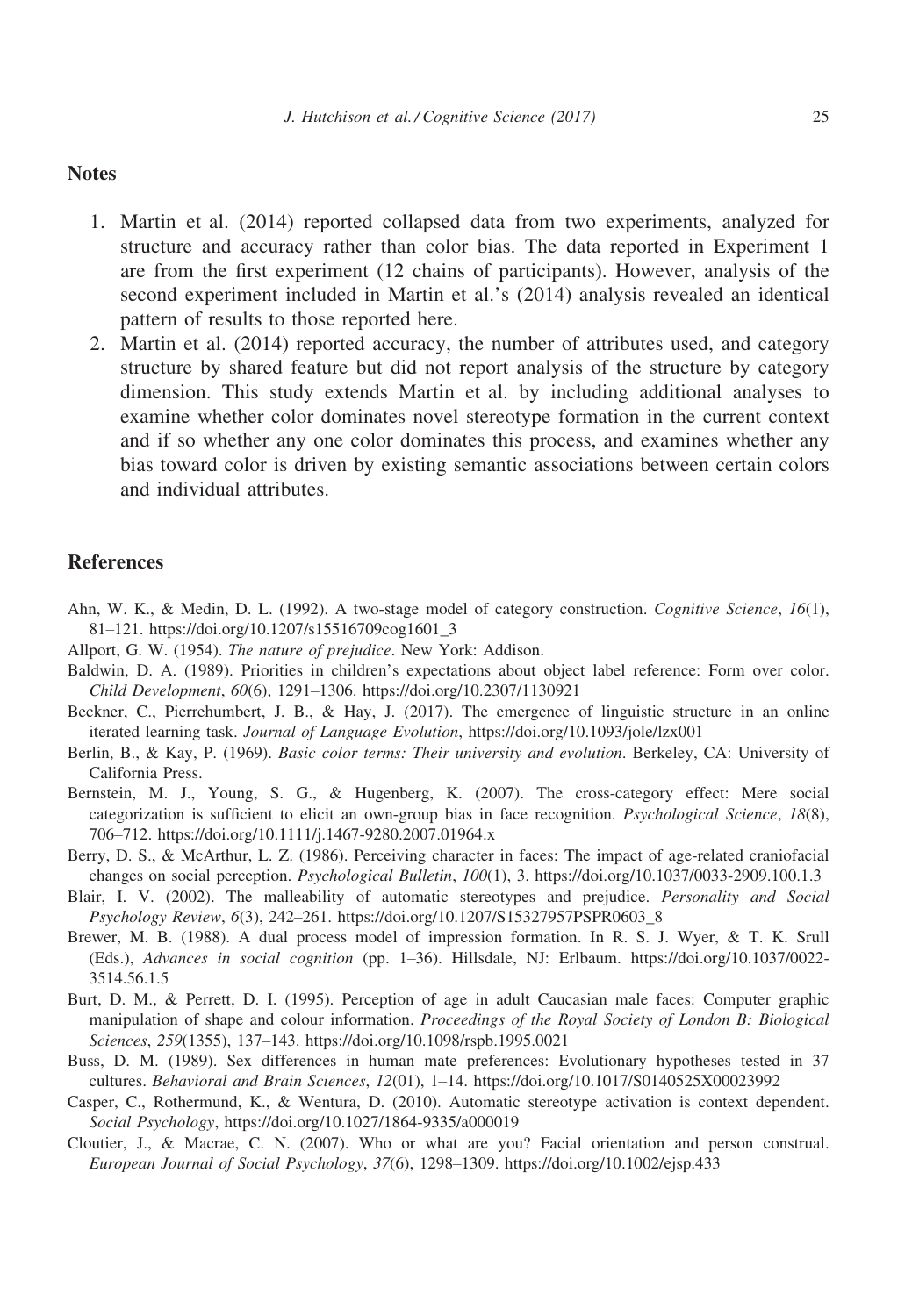## Notes

1. Martin et al. (2014) reported collapsed data from two experiments, analyzed for structure and accuracy rather than color bias. The data reported in Experiment 1 are from the first experiment (12 chains of participants). However, analysis of the second experiment included in Martin et al.'s (2014) analysis revealed an identical pattern of results to those reported here.
2. Martin et al. (2014) reported accuracy, the number of attributes used, and category structure by shared feature but did not report analysis of the structure by category dimension. This study extends Martin et al. by including additional analyses to examine whether color dominates novel stereotype formation in the current context and if so whether any one color dominates this process, and examines whether any bias toward color is driven by existing semantic associations between certain colors and individual attributes.

## References

Ahn, W. K., & Medin, D. L. (1992). A two-stage model of category construction. *Cognitive Science*, *16*(1), 81–121. https://doi.org/10.1207/s15516709cog1601_3

Allport, G. W. (1954). *The nature of prejudice*. New York: Addison.

Baldwin, D. A. (1989). Priorities in children's expectations about object label reference: Form over color. *Child Development*, *60*(6), 1291–1306. https://doi.org/10.2307/1130921

Beckner, C., Pierrehumbert, J. B., & Hay, J. (2017). The emergence of linguistic structure in an online iterated learning task. *Journal of Language Evolution*, https://doi.org/10.1093/jole/lzx001

Berlin, B., & Kay, P. (1969). *Basic color terms: Their university and evolution*. Berkeley, CA: University of California Press.

Bernstein, M. J., Young, S. G., & Hugenberg, K. (2007). The cross-category effect: Mere social categorization is sufficient to elicit an own-group bias in face recognition. *Psychological Science*, *18*(8), 706–712. https://doi.org/10.1111/j.1467-9280.2007.01964.x

Berry, D. S., & McArthur, L. Z. (1986). Perceiving character in faces: The impact of age-related craniofacial changes on social perception. *Psychological Bulletin*, *100*(1), 3. https://doi.org/10.1037/0033-2909.100.1.3

Blair, I. V. (2002). The malleability of automatic stereotypes and prejudice. *Personality and Social Psychology Review*, *6*(3), 242–261. https://doi.org/10.1207/S15327957PSPR0603_8

Brewer, M. B. (1988). A dual process model of impression formation. In R. S. J. Wyer, & T. K. Srull (Eds.), *Advances in social cognition* (pp. 1–36). Hillsdale, NJ: Erlbaum. https://doi.org/10.1037/0022-3514.56.1.5

Burt, D. M., & Perrett, D. I. (1995). Perception of age in adult Caucasian male faces: Computer graphic manipulation of shape and colour information. *Proceedings of the Royal Society of London B: Biological Sciences*, *259*(1355), 137–143. https://doi.org/10.1098/rspb.1995.0021

Buss, D. M. (1989). Sex differences in human mate preferences: Evolutionary hypotheses tested in 37 cultures. *Behavioral and Brain Sciences*, *12*(01), 1–14. https://doi.org/10.1017/S0140525X00023992

Casper, C., Rothermund, K., & Wentura, D. (2010). Automatic stereotype activation is context dependent. *Social Psychology*, https://doi.org/10.1027/1864-9335/a000019

Cloutier, J., & Macrae, C. N. (2007). Who or what are you? Facial orientation and person construal. *European Journal of Social Psychology*, *37*(6), 1298–1309. https://doi.org/10.1002/ejsp.433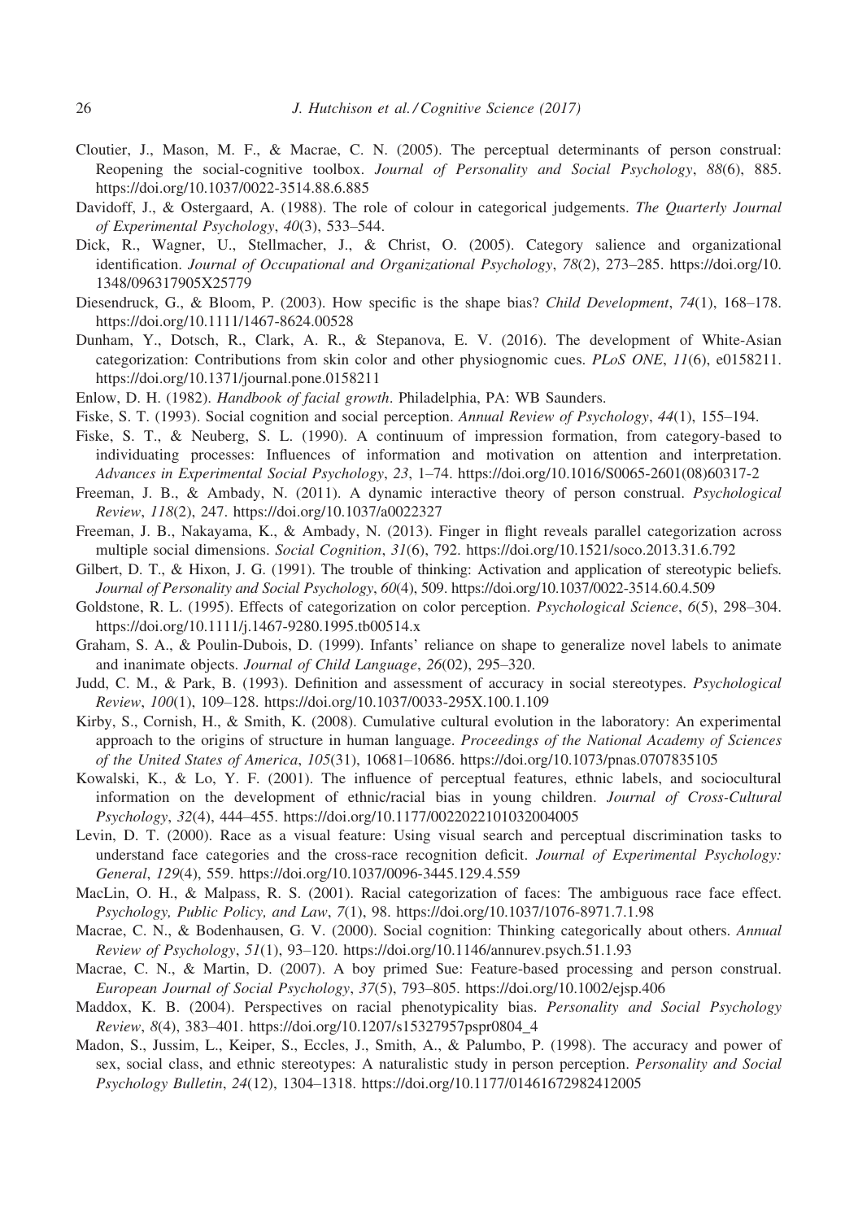Cloutier, J., Mason, M. F., & Macrae, C. N. (2005). The perceptual determinants of person construal: Reopening the social-cognitive toolbox. *Journal of Personality and Social Psychology*, *88*(6), 885. https://doi.org/10.1037/0022-3514.88.6.885

Davidoff, J., & Ostergaard, A. (1988). The role of colour in categorical judgements. *The Quarterly Journal of Experimental Psychology*, *40*(3), 533–544.

Dick, R., Wagner, U., Stellmacher, J., & Christ, O. (2005). Category salience and organizational identification. *Journal of Occupational and Organizational Psychology*, *78*(2), 273–285. https://doi.org/10.1348/096317905X25779

Diesendruck, G., & Bloom, P. (2003). How specific is the shape bias? *Child Development*, *74*(1), 168–178. https://doi.org/10.1111/1467-8624.00528

Dunham, Y., Dotsch, R., Clark, A. R., & Stepanova, E. V. (2016). The development of White-Asian categorization: Contributions from skin color and other physiognomic cues. *PLoS ONE*, *11*(6), e0158211. https://doi.org/10.1371/journal.pone.0158211

Enlow, D. H. (1982). *Handbook of facial growth*. Philadelphia, PA: WB Saunders.

Fiske, S. T. (1993). Social cognition and social perception. *Annual Review of Psychology*, *44*(1), 155–194.

Fiske, S. T., & Neuberg, S. L. (1990). A continuum of impression formation, from category-based to individuating processes: Influences of information and motivation on attention and interpretation. *Advances in Experimental Social Psychology*, *23*, 1–74. https://doi.org/10.1016/S0065-2601(08)60317-2

Freeman, J. B., & Ambady, N. (2011). A dynamic interactive theory of person construal. *Psychological Review*, *118*(2), 247. https://doi.org/10.1037/a0022327

Freeman, J. B., Nakayama, K., & Ambady, N. (2013). Finger in flight reveals parallel categorization across multiple social dimensions. *Social Cognition*, *31*(6), 792. https://doi.org/10.1521/soco.2013.31.6.792

Gilbert, D. T., & Hixon, J. G. (1991). The trouble of thinking: Activation and application of stereotypic beliefs. *Journal of Personality and Social Psychology*, *60*(4), 509. https://doi.org/10.1037/0022-3514.60.4.509

Goldstone, R. L. (1995). Effects of categorization on color perception. *Psychological Science*, *6*(5), 298–304. https://doi.org/10.1111/j.1467-9280.1995.tb00514.x

Graham, S. A., & Poulin-Dubois, D. (1999). Infants' reliance on shape to generalize novel labels to animate and inanimate objects. *Journal of Child Language*, *26*(02), 295–320.

Judd, C. M., & Park, B. (1993). Definition and assessment of accuracy in social stereotypes. *Psychological Review*, *100*(1), 109–128. https://doi.org/10.1037/0033-295X.100.1.109

Kirby, S., Cornish, H., & Smith, K. (2008). Cumulative cultural evolution in the laboratory: An experimental approach to the origins of structure in human language. *Proceedings of the National Academy of Sciences of the United States of America*, *105*(31), 10681–10686. https://doi.org/10.1073/pnas.0707835105

Kowalski, K., & Lo, Y. F. (2001). The influence of perceptual features, ethnic labels, and sociocultural information on the development of ethnic/racial bias in young children. *Journal of Cross-Cultural Psychology*, *32*(4), 444–455. https://doi.org/10.1177/0022022101032004005

Levin, D. T. (2000). Race as a visual feature: Using visual search and perceptual discrimination tasks to understand face categories and the cross-race recognition deficit. *Journal of Experimental Psychology: General*, *129*(4), 559. https://doi.org/10.1037/0096-3445.129.4.559

MacLin, O. H., & Malpass, R. S. (2001). Racial categorization of faces: The ambiguous race face effect. *Psychology, Public Policy, and Law*, *7*(1), 98. https://doi.org/10.1037/1076-8971.7.1.98

Macrae, C. N., & Bodenhausen, G. V. (2000). Social cognition: Thinking categorically about others. *Annual Review of Psychology*, *51*(1), 93–120. https://doi.org/10.1146/annurev.psych.51.1.93

Macrae, C. N., & Martin, D. (2007). A boy primed Sue: Feature-based processing and person construal. *European Journal of Social Psychology*, *37*(5), 793–805. https://doi.org/10.1002/ejsp.406

Maddox, K. B. (2004). Perspectives on racial phenotypicality bias. *Personality and Social Psychology Review*, *8*(4), 383–401. https://doi.org/10.1207/s15327957pspr0804_4

Madon, S., Jussim, L., Keiper, S., Eccles, J., Smith, A., & Palumbo, P. (1998). The accuracy and power of sex, social class, and ethnic stereotypes: A naturalistic study in person perception. *Personality and Social Psychology Bulletin*, *24*(12), 1304–1318. https://doi.org/10.1177/01461672982412005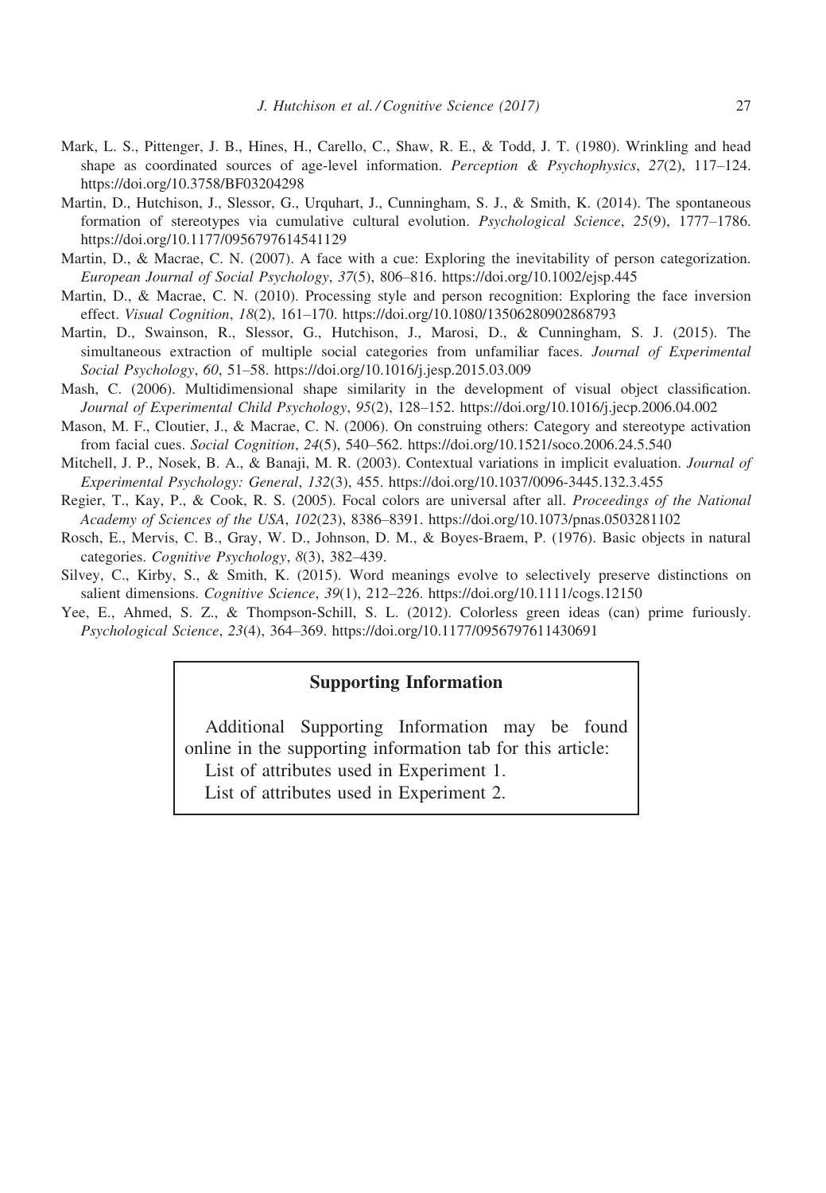Mark, L. S., Pittenger, J. B., Hines, H., Carello, C., Shaw, R. E., & Todd, J. T. (1980). Wrinkling and head shape as coordinated sources of age-level information. *Perception & Psychophysics*, *27*(2), 117–124. https://doi.org/10.3758/BF03204298

Martin, D., Hutchison, J., Slessor, G., Urquhart, J., Cunningham, S. J., & Smith, K. (2014). The spontaneous formation of stereotypes via cumulative cultural evolution. *Psychological Science*, *25*(9), 1777–1786. https://doi.org/10.1177/0956797614541129

Martin, D., & Macrae, C. N. (2007). A face with a cue: Exploring the inevitability of person categorization. *European Journal of Social Psychology*, *37*(5), 806–816. https://doi.org/10.1002/ejsp.445

Martin, D., & Macrae, C. N. (2010). Processing style and person recognition: Exploring the face inversion effect. *Visual Cognition*, *18*(2), 161–170. https://doi.org/10.1080/13506280902868793

Martin, D., Swainson, R., Slessor, G., Hutchison, J., Marosi, D., & Cunningham, S. J. (2015). The simultaneous extraction of multiple social categories from unfamiliar faces. *Journal of Experimental Social Psychology*, *60*, 51–58. https://doi.org/10.1016/j.jesp.2015.03.009

Mash, C. (2006). Multidimensional shape similarity in the development of visual object classification. *Journal of Experimental Child Psychology*, *95*(2), 128–152. https://doi.org/10.1016/j.jecp.2006.04.002

Mason, M. F., Cloutier, J., & Macrae, C. N. (2006). On construing others: Category and stereotype activation from facial cues. *Social Cognition*, *24*(5), 540–562. https://doi.org/10.1521/soco.2006.24.5.540

Mitchell, J. P., Nosek, B. A., & Banaji, M. R. (2003). Contextual variations in implicit evaluation. *Journal of Experimental Psychology: General*, *132*(3), 455. https://doi.org/10.1037/0096-3445.132.3.455

Regier, T., Kay, P., & Cook, R. S. (2005). Focal colors are universal after all. *Proceedings of the National Academy of Sciences of the USA*, *102*(23), 8386–8391. https://doi.org/10.1073/pnas.0503281102

Rosch, E., Mervis, C. B., Gray, W. D., Johnson, D. M., & Boyes-Braem, P. (1976). Basic objects in natural categories. *Cognitive Psychology*, *8*(3), 382–439.

Silvey, C., Kirby, S., & Smith, K. (2015). Word meanings evolve to selectively preserve distinctions on salient dimensions. *Cognitive Science*, *39*(1), 212–226. https://doi.org/10.1111/cogs.12150

Yee, E., Ahmed, S. Z., & Thompson-Schill, S. L. (2012). Colorless green ideas (can) prime furiously. *Psychological Science*, *23*(4), 364–369. https://doi.org/10.1177/0956797611430691

## Supporting Information

Additional Supporting Information may be found online in the supporting information tab for this article:

List of attributes used in Experiment 1.

List of attributes used in Experiment 2.